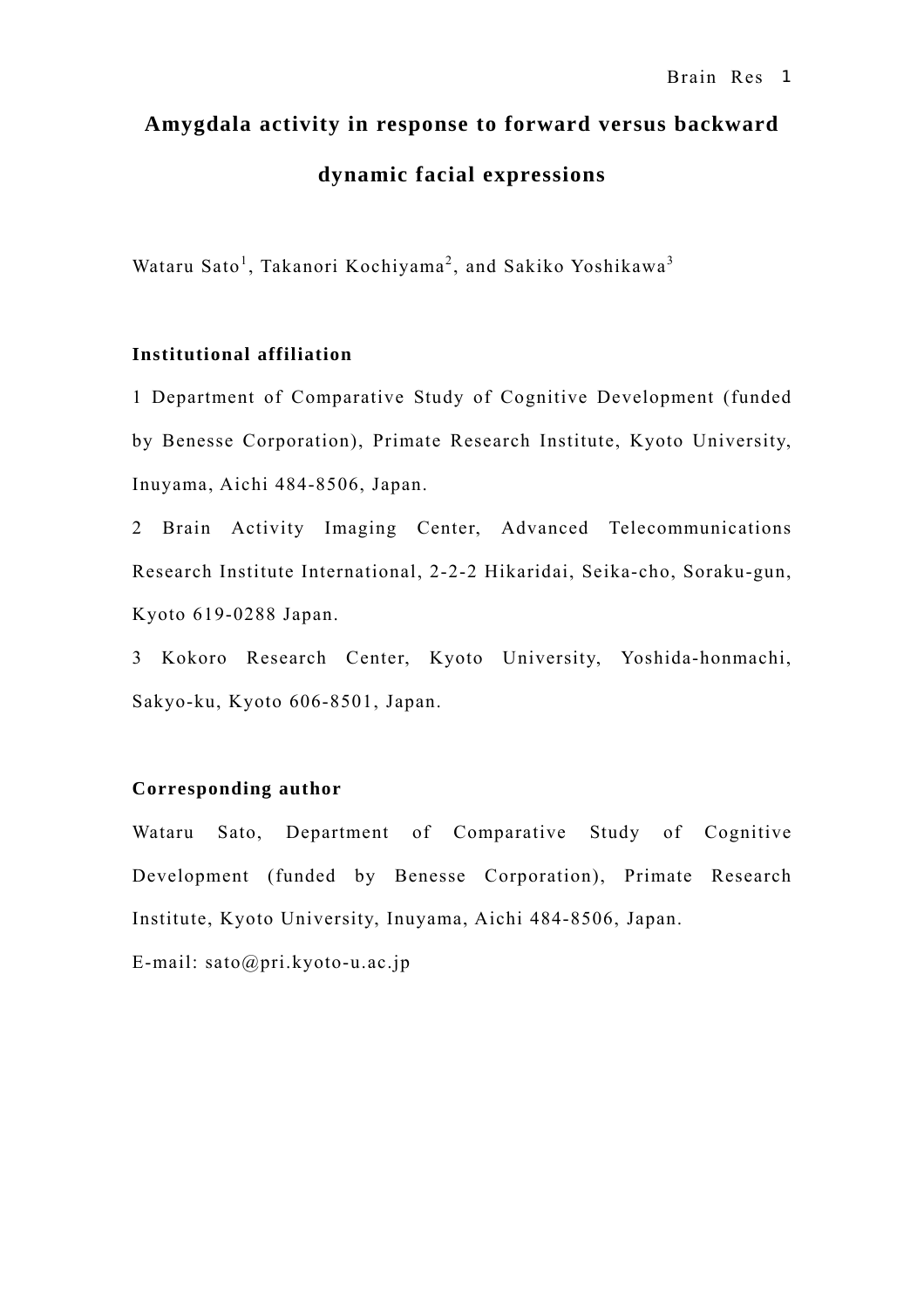# Amygdala activity in response to forward versus backward dynamic facial expressions

Wataru Sato[1], Takanori Kochiyama[2], and Sakiko Yoshikawa[3]

**Institutional affiliation**

1 Department of Comparative Study of Cognitive Development (funded by Benesse Corporation), Primate Research Institute, Kyoto University, Inuyama, Aichi 484-8506, Japan.

2 Brain Activity Imaging Center, Advanced Telecommunications Research Institute International, 2-2-2 Hikaridai, Seika-cho, Soraku-gun, Kyoto 619-0288 Japan.

3 Kokoro Research Center, Kyoto University, Yoshida-honmachi, Sakyo-ku, Kyoto 606-8501, Japan.

**Corresponding author**

Wataru Sato, Department of Comparative Study of Cognitive Development (funded by Benesse Corporation), Primate Research Institute, Kyoto University, Inuyama, Aichi 484-8506, Japan.

E-mail: sato@pri.kyoto-u.ac.jp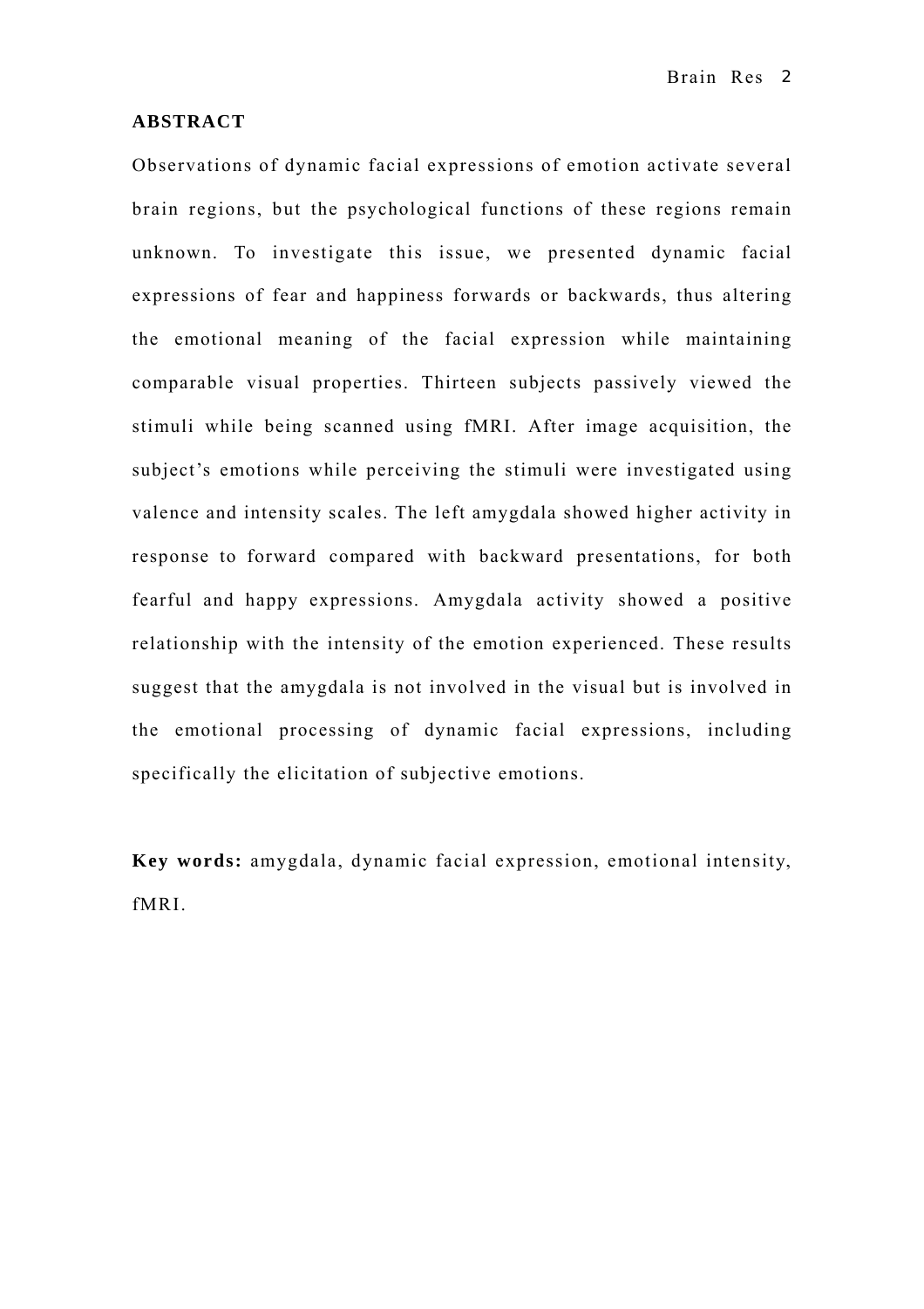## ABSTRACT

Observations of dynamic facial expressions of emotion activate several brain regions, but the psychological functions of these regions remain unknown. To investigate this issue, we presented dynamic facial expressions of fear and happiness forwards or backwards, thus altering the emotional meaning of the facial expression while maintaining comparable visual properties. Thirteen subjects passively viewed the stimuli while being scanned using fMRI. After image acquisition, the subject's emotions while perceiving the stimuli were investigated using valence and intensity scales. The left amygdala showed higher activity in response to forward compared with backward presentations, for both fearful and happy expressions. Amygdala activity showed a positive relationship with the intensity of the emotion experienced. These results suggest that the amygdala is not involved in the visual but is involved in the emotional processing of dynamic facial expressions, including specifically the elicitation of subjective emotions.

**Key words:** amygdala, dynamic facial expression, emotional intensity, fMRI.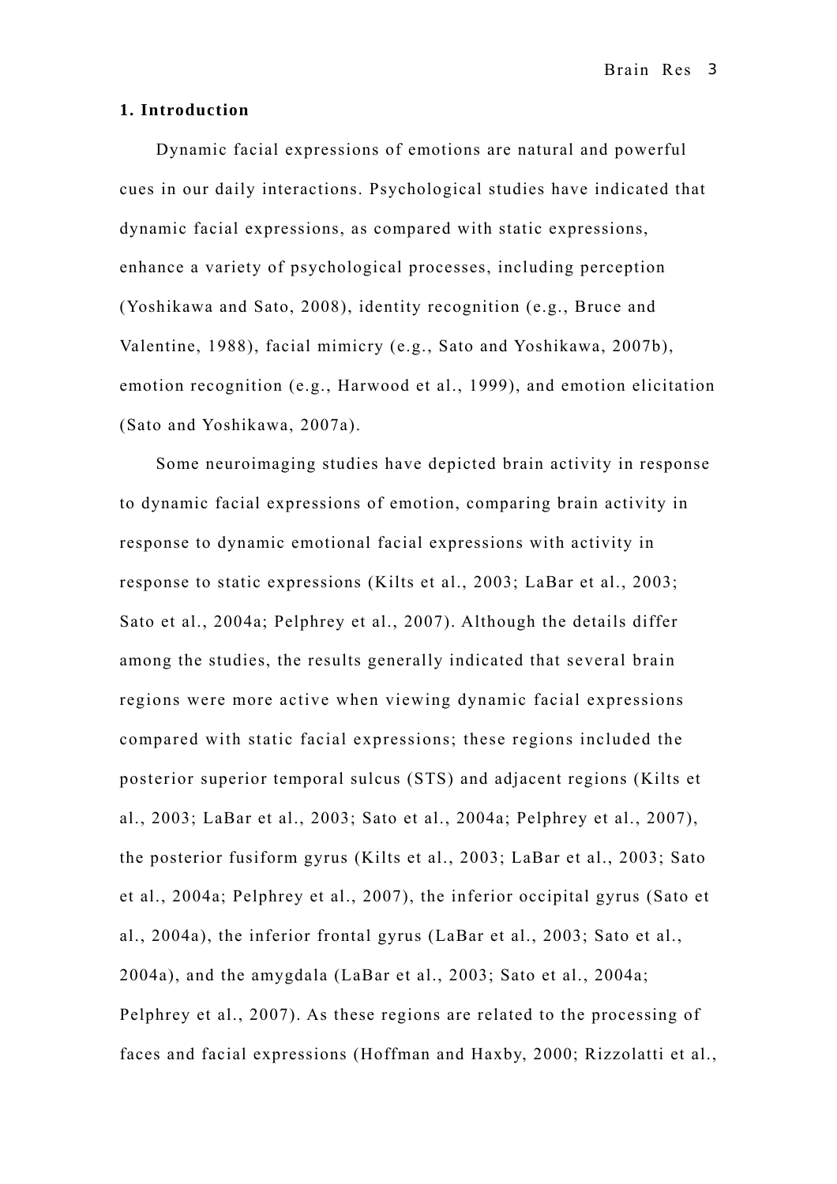## 1. Introduction

Dynamic facial expressions of emotions are natural and powerful cues in our daily interactions. Psychological studies have indicated that dynamic facial expressions, as compared with static expressions, enhance a variety of psychological processes, including perception (Yoshikawa and Sato, 2008), identity recognition (e.g., Bruce and Valentine, 1988), facial mimicry (e.g., Sato and Yoshikawa, 2007b), emotion recognition (e.g., Harwood et al., 1999), and emotion elicitation (Sato and Yoshikawa, 2007a).

Some neuroimaging studies have depicted brain activity in response to dynamic facial expressions of emotion, comparing brain activity in response to dynamic emotional facial expressions with activity in response to static expressions (Kilts et al., 2003; LaBar et al., 2003; Sato et al., 2004a; Pelphrey et al., 2007). Although the details differ among the studies, the results generally indicated that several brain regions were more active when viewing dynamic facial expressions compared with static facial expressions; these regions included the posterior superior temporal sulcus (STS) and adjacent regions (Kilts et al., 2003; LaBar et al., 2003; Sato et al., 2004a; Pelphrey et al., 2007), the posterior fusiform gyrus (Kilts et al., 2003; LaBar et al., 2003; Sato et al., 2004a; Pelphrey et al., 2007), the inferior occipital gyrus (Sato et al., 2004a), the inferior frontal gyrus (LaBar et al., 2003; Sato et al., 2004a), and the amygdala (LaBar et al., 2003; Sato et al., 2004a; Pelphrey et al., 2007). As these regions are related to the processing of faces and facial expressions (Hoffman and Haxby, 2000; Rizzolatti et al.,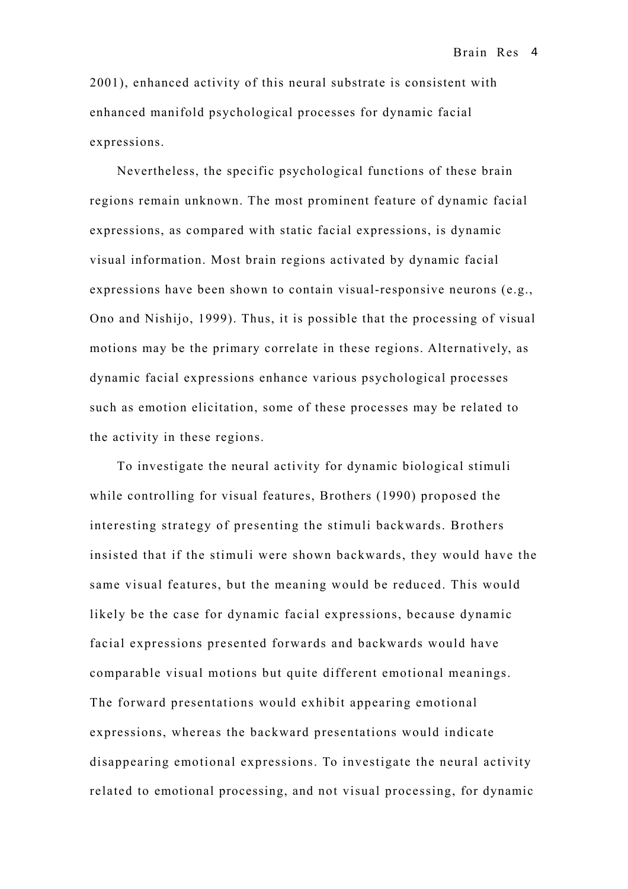2001), enhanced activity of this neural substrate is consistent with enhanced manifold psychological processes for dynamic facial expressions.

Nevertheless, the specific psychological functions of these brain regions remain unknown. The most prominent feature of dynamic facial expressions, as compared with static facial expressions, is dynamic visual information. Most brain regions activated by dynamic facial expressions have been shown to contain visual-responsive neurons (e.g., Ono and Nishijo, 1999). Thus, it is possible that the processing of visual motions may be the primary correlate in these regions. Alternatively, as dynamic facial expressions enhance various psychological processes such as emotion elicitation, some of these processes may be related to the activity in these regions.

To investigate the neural activity for dynamic biological stimuli while controlling for visual features, Brothers (1990) proposed the interesting strategy of presenting the stimuli backwards. Brothers insisted that if the stimuli were shown backwards, they would have the same visual features, but the meaning would be reduced. This would likely be the case for dynamic facial expressions, because dynamic facial expressions presented forwards and backwards would have comparable visual motions but quite different emotional meanings. The forward presentations would exhibit appearing emotional expressions, whereas the backward presentations would indicate disappearing emotional expressions. To investigate the neural activity related to emotional processing, and not visual processing, for dynamic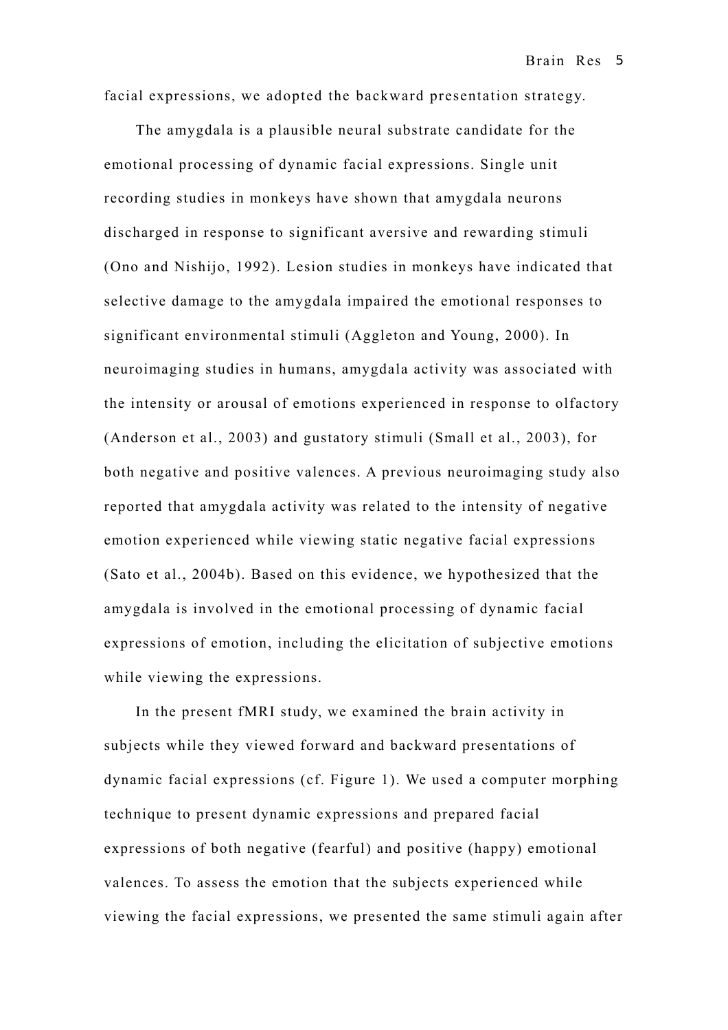facial expressions, we adopted the backward presentation strategy.

The amygdala is a plausible neural substrate candidate for the emotional processing of dynamic facial expressions. Single unit recording studies in monkeys have shown that amygdala neurons discharged in response to significant aversive and rewarding stimuli (Ono and Nishijo, 1992). Lesion studies in monkeys have indicated that selective damage to the amygdala impaired the emotional responses to significant environmental stimuli (Aggleton and Young, 2000). In neuroimaging studies in humans, amygdala activity was associated with the intensity or arousal of emotions experienced in response to olfactory (Anderson et al., 2003) and gustatory stimuli (Small et al., 2003), for both negative and positive valences. A previous neuroimaging study also reported that amygdala activity was related to the intensity of negative emotion experienced while viewing static negative facial expressions (Sato et al., 2004b). Based on this evidence, we hypothesized that the amygdala is involved in the emotional processing of dynamic facial expressions of emotion, including the elicitation of subjective emotions while viewing the expressions.

In the present fMRI study, we examined the brain activity in subjects while they viewed forward and backward presentations of dynamic facial expressions (cf. Figure 1). We used a computer morphing technique to present dynamic expressions and prepared facial expressions of both negative (fearful) and positive (happy) emotional valences. To assess the emotion that the subjects experienced while viewing the facial expressions, we presented the same stimuli again after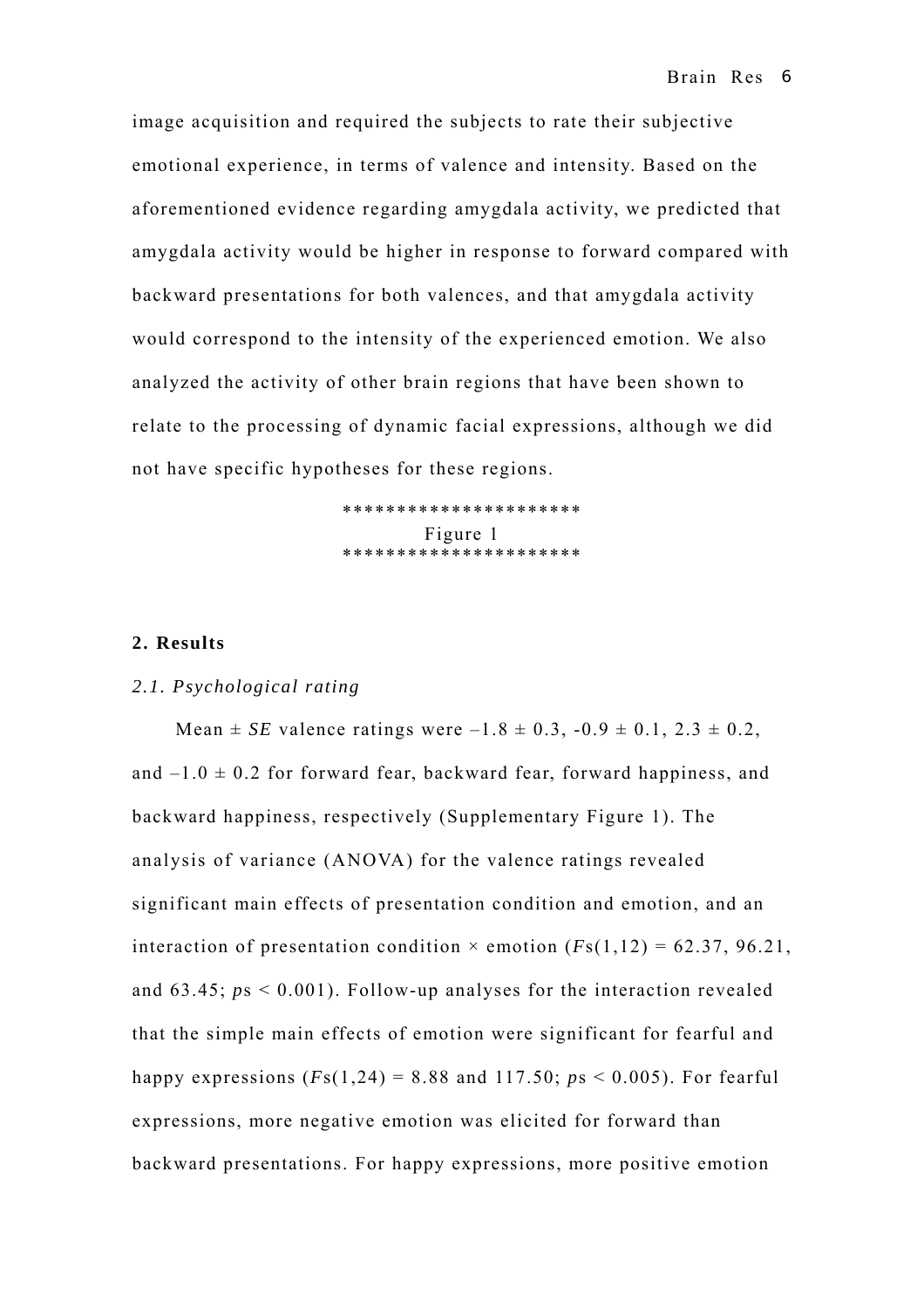image acquisition and required the subjects to rate their subjective emotional experience, in terms of valence and intensity. Based on the aforementioned evidence regarding amygdala activity, we predicted that amygdala activity would be higher in response to forward compared with backward presentations for both valences, and that amygdala activity would correspond to the intensity of the experienced emotion. We also analyzed the activity of other brain regions that have been shown to relate to the processing of dynamic facial expressions, although we did not have specific hypotheses for these regions.

*********************
Figure 1
*********************

## 2. Results

### *2.1. Psychological rating*

Mean ± *SE* valence ratings were –1.8 ± 0.3, -0.9 ± 0.1, 2.3 ± 0.2, and –1.0 ± 0.2 for forward fear, backward fear, forward happiness, and backward happiness, respectively (Supplementary Figure 1). The analysis of variance (ANOVA) for the valence ratings revealed significant main effects of presentation condition and emotion, and an interaction of presentation condition × emotion ($Fs(1,12) = 62.37$, 96.21, and 63.45; $ps < 0.001$). Follow-up analyses for the interaction revealed that the simple main effects of emotion were significant for fearful and happy expressions ($Fs(1,24) = 8.88$ and 117.50; $ps < 0.005$). For fearful expressions, more negative emotion was elicited for forward than backward presentations. For happy expressions, more positive emotion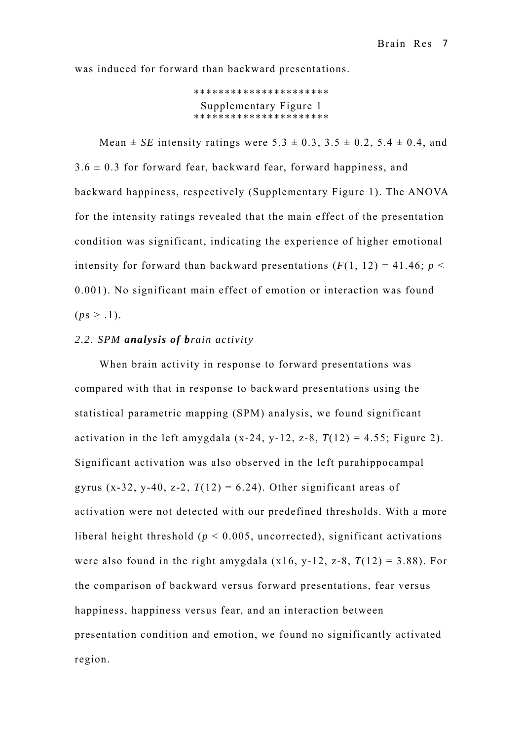was induced for forward than backward presentations.

*********************
Supplementary Figure 1
*********************

Mean ± *SE* intensity ratings were 5.3 ± 0.3, 3.5 ± 0.2, 5.4 ± 0.4, and 3.6 ± 0.3 for forward fear, backward fear, forward happiness, and backward happiness, respectively (Supplementary Figure 1). The ANOVA for the intensity ratings revealed that the main effect of the presentation condition was significant, indicating the experience of higher emotional intensity for forward than backward presentations ($F(1, 12) = 41.46$; $p < 0.001$). No significant main effect of emotion or interaction was found ($p$s > .1).

### *2.2. SPM **analysis of b**rain activity*

When brain activity in response to forward presentations was compared with that in response to backward presentations using the statistical parametric mapping (SPM) analysis, we found significant activation in the left amygdala (x-24, y-12, z-8, $T(12) = 4.55$; Figure 2). Significant activation was also observed in the left parahippocampal gyrus (x-32, y-40, z-2, $T(12) = 6.24$). Other significant areas of activation were not detected with our predefined thresholds. With a more liberal height threshold ($p < 0.005$, uncorrected), significant activations were also found in the right amygdala (x16, y-12, z-8, $T(12) = 3.88$). For the comparison of backward versus forward presentations, fear versus happiness, happiness versus fear, and an interaction between presentation condition and emotion, we found no significantly activated region.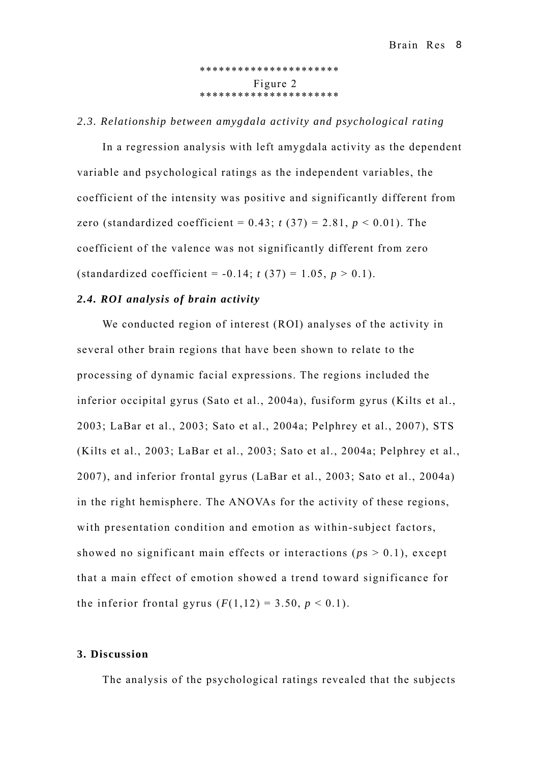*********************
Figure 2
*********************

### *2.3. Relationship between amygdala activity and psychological rating*

In a regression analysis with left amygdala activity as the dependent variable and psychological ratings as the independent variables, the coefficient of the intensity was positive and significantly different from zero (standardized coefficient = 0.43; $t$ (37) = 2.81, $p < 0.01$). The coefficient of the valence was not significantly different from zero (standardized coefficient = -0.14; $t$ (37) = 1.05, $p > 0.1$).

### ***2.4. ROI analysis of brain activity***

We conducted region of interest (ROI) analyses of the activity in several other brain regions that have been shown to relate to the processing of dynamic facial expressions. The regions included the inferior occipital gyrus (Sato et al., 2004a), fusiform gyrus (Kilts et al., 2003; LaBar et al., 2003; Sato et al., 2004a; Pelphrey et al., 2007), STS (Kilts et al., 2003; LaBar et al., 2003; Sato et al., 2004a; Pelphrey et al., 2007), and inferior frontal gyrus (LaBar et al., 2003; Sato et al., 2004a) in the right hemisphere. The ANOVAs for the activity of these regions, with presentation condition and emotion as within-subject factors, showed no significant main effects or interactions ($p$s > 0.1), except that a main effect of emotion showed a trend toward significance for the inferior frontal gyrus ($F(1,12) = 3.50$, $p < 0.1$).

## **3. Discussion**

The analysis of the psychological ratings revealed that the subjects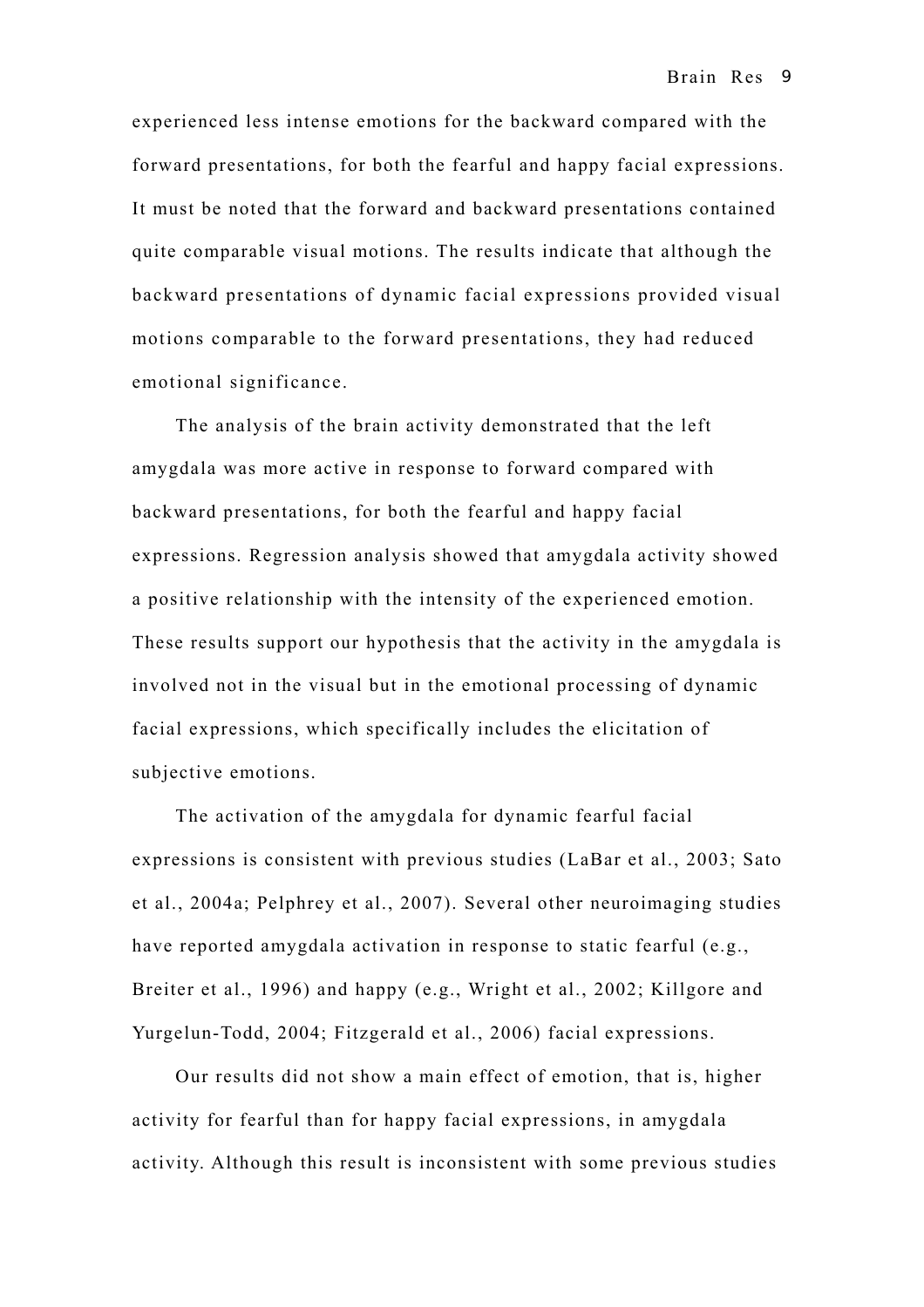experienced less intense emotions for the backward compared with the forward presentations, for both the fearful and happy facial expressions. It must be noted that the forward and backward presentations contained quite comparable visual motions. The results indicate that although the backward presentations of dynamic facial expressions provided visual motions comparable to the forward presentations, they had reduced emotional significance.

The analysis of the brain activity demonstrated that the left amygdala was more active in response to forward compared with backward presentations, for both the fearful and happy facial expressions. Regression analysis showed that amygdala activity showed a positive relationship with the intensity of the experienced emotion. These results support our hypothesis that the activity in the amygdala is involved not in the visual but in the emotional processing of dynamic facial expressions, which specifically includes the elicitation of subjective emotions.

The activation of the amygdala for dynamic fearful facial expressions is consistent with previous studies (LaBar et al., 2003; Sato et al., 2004a; Pelphrey et al., 2007). Several other neuroimaging studies have reported amygdala activation in response to static fearful (e.g., Breiter et al., 1996) and happy (e.g., Wright et al., 2002; Killgore and Yurgelun-Todd, 2004; Fitzgerald et al., 2006) facial expressions.

Our results did not show a main effect of emotion, that is, higher activity for fearful than for happy facial expressions, in amygdala activity. Although this result is inconsistent with some previous studies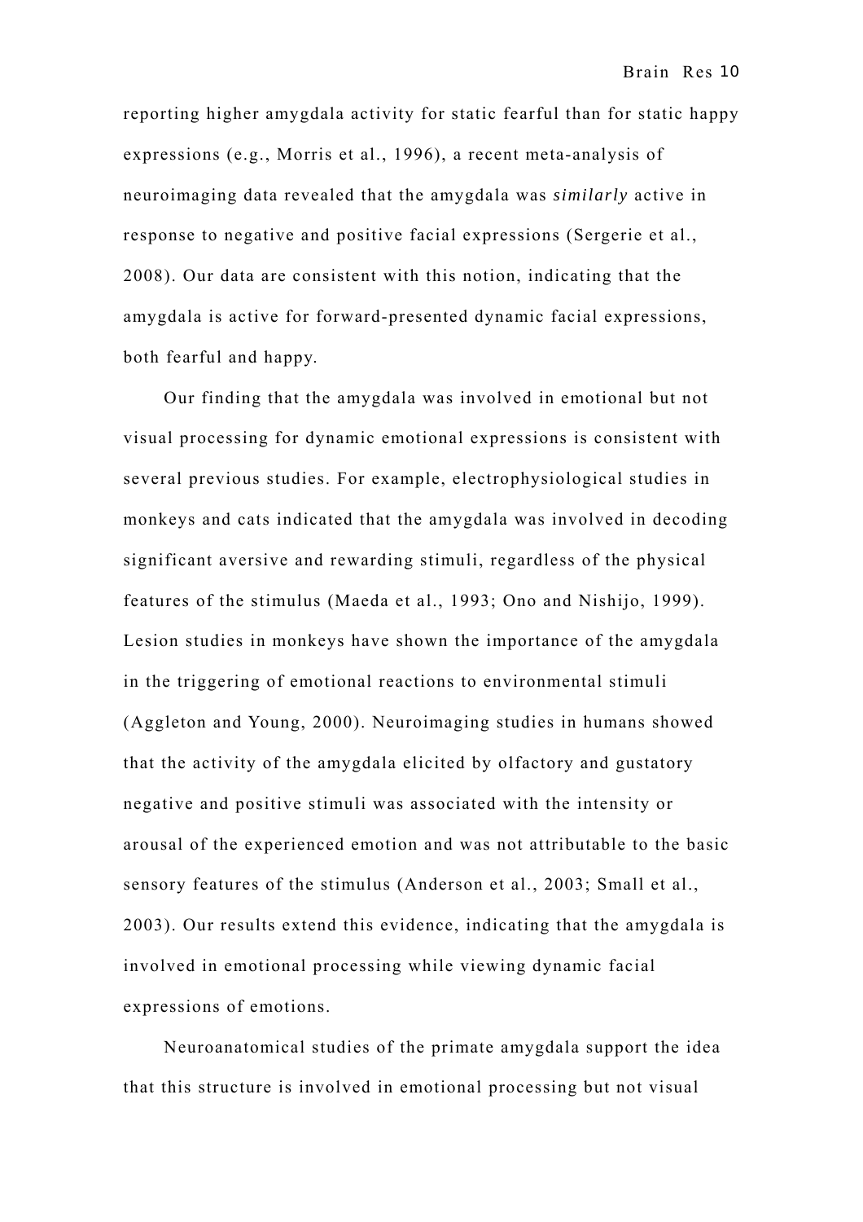reporting higher amygdala activity for static fearful than for static happy expressions (e.g., Morris et al., 1996), a recent meta-analysis of neuroimaging data revealed that the amygdala was *similarly* active in response to negative and positive facial expressions (Sergerie et al., 2008). Our data are consistent with this notion, indicating that the amygdala is active for forward-presented dynamic facial expressions, both fearful and happy.

Our finding that the amygdala was involved in emotional but not visual processing for dynamic emotional expressions is consistent with several previous studies. For example, electrophysiological studies in monkeys and cats indicated that the amygdala was involved in decoding significant aversive and rewarding stimuli, regardless of the physical features of the stimulus (Maeda et al., 1993; Ono and Nishijo, 1999). Lesion studies in monkeys have shown the importance of the amygdala in the triggering of emotional reactions to environmental stimuli (Aggleton and Young, 2000). Neuroimaging studies in humans showed that the activity of the amygdala elicited by olfactory and gustatory negative and positive stimuli was associated with the intensity or arousal of the experienced emotion and was not attributable to the basic sensory features of the stimulus (Anderson et al., 2003; Small et al., 2003). Our results extend this evidence, indicating that the amygdala is involved in emotional processing while viewing dynamic facial expressions of emotions.

Neuroanatomical studies of the primate amygdala support the idea that this structure is involved in emotional processing but not visual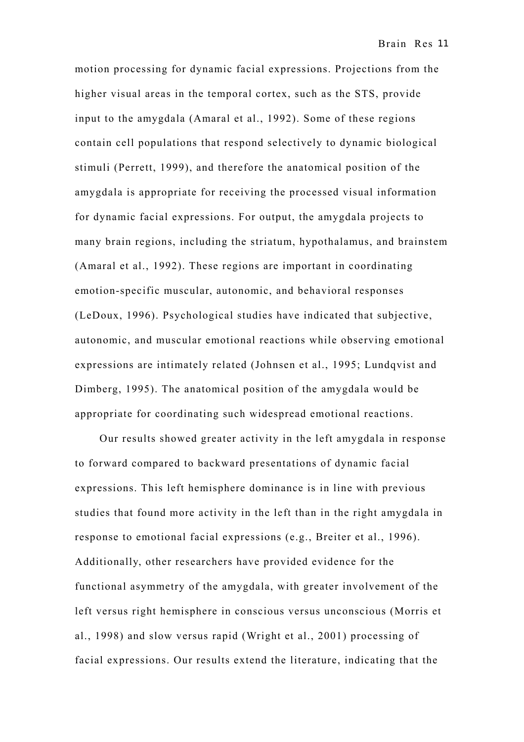motion processing for dynamic facial expressions. Projections from the higher visual areas in the temporal cortex, such as the STS, provide input to the amygdala (Amaral et al., 1992). Some of these regions contain cell populations that respond selectively to dynamic biological stimuli (Perrett, 1999), and therefore the anatomical position of the amygdala is appropriate for receiving the processed visual information for dynamic facial expressions. For output, the amygdala projects to many brain regions, including the striatum, hypothalamus, and brainstem (Amaral et al., 1992). These regions are important in coordinating emotion-specific muscular, autonomic, and behavioral responses (LeDoux, 1996). Psychological studies have indicated that subjective, autonomic, and muscular emotional reactions while observing emotional expressions are intimately related (Johnsen et al., 1995; Lundqvist and Dimberg, 1995). The anatomical position of the amygdala would be appropriate for coordinating such widespread emotional reactions.

Our results showed greater activity in the left amygdala in response to forward compared to backward presentations of dynamic facial expressions. This left hemisphere dominance is in line with previous studies that found more activity in the left than in the right amygdala in response to emotional facial expressions (e.g., Breiter et al., 1996). Additionally, other researchers have provided evidence for the functional asymmetry of the amygdala, with greater involvement of the left versus right hemisphere in conscious versus unconscious (Morris et al., 1998) and slow versus rapid (Wright et al., 2001) processing of facial expressions. Our results extend the literature, indicating that the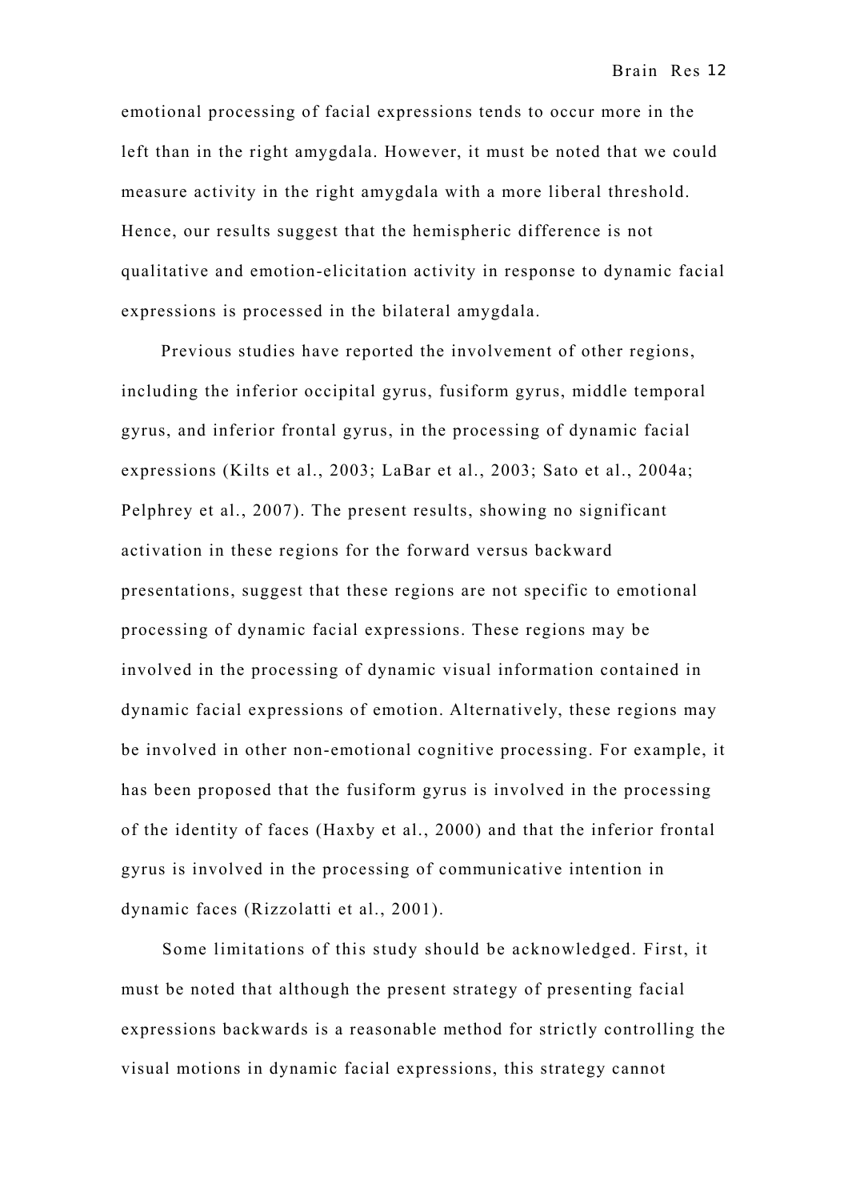emotional processing of facial expressions tends to occur more in the left than in the right amygdala. However, it must be noted that we could measure activity in the right amygdala with a more liberal threshold. Hence, our results suggest that the hemispheric difference is not qualitative and emotion-elicitation activity in response to dynamic facial expressions is processed in the bilateral amygdala.

Previous studies have reported the involvement of other regions, including the inferior occipital gyrus, fusiform gyrus, middle temporal gyrus, and inferior frontal gyrus, in the processing of dynamic facial expressions (Kilts et al., 2003; LaBar et al., 2003; Sato et al., 2004a; Pelphrey et al., 2007). The present results, showing no significant activation in these regions for the forward versus backward presentations, suggest that these regions are not specific to emotional processing of dynamic facial expressions. These regions may be involved in the processing of dynamic visual information contained in dynamic facial expressions of emotion. Alternatively, these regions may be involved in other non-emotional cognitive processing. For example, it has been proposed that the fusiform gyrus is involved in the processing of the identity of faces (Haxby et al., 2000) and that the inferior frontal gyrus is involved in the processing of communicative intention in dynamic faces (Rizzolatti et al., 2001).

Some limitations of this study should be acknowledged. First, it must be noted that although the present strategy of presenting facial expressions backwards is a reasonable method for strictly controlling the visual motions in dynamic facial expressions, this strategy cannot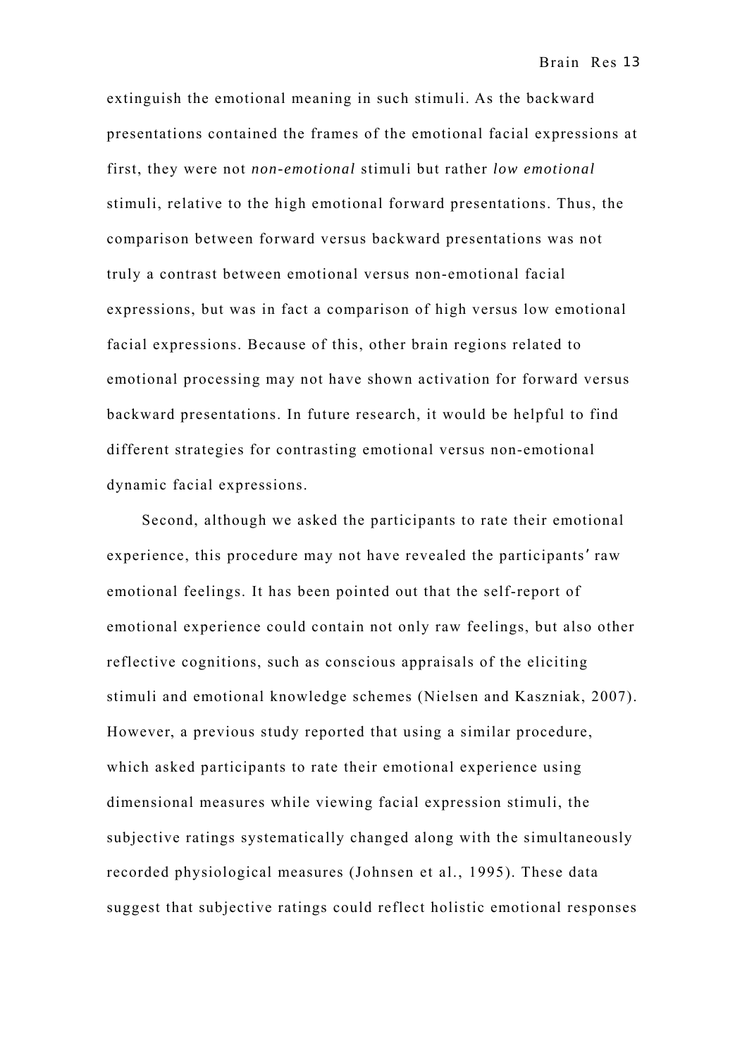extinguish the emotional meaning in such stimuli. As the backward presentations contained the frames of the emotional facial expressions at first, they were not *non-emotional* stimuli but rather *low emotional* stimuli, relative to the high emotional forward presentations. Thus, the comparison between forward versus backward presentations was not truly a contrast between emotional versus non-emotional facial expressions, but was in fact a comparison of high versus low emotional facial expressions. Because of this, other brain regions related to emotional processing may not have shown activation for forward versus backward presentations. In future research, it would be helpful to find different strategies for contrasting emotional versus non-emotional dynamic facial expressions.

Second, although we asked the participants to rate their emotional experience, this procedure may not have revealed the participants' raw emotional feelings. It has been pointed out that the self-report of emotional experience could contain not only raw feelings, but also other reflective cognitions, such as conscious appraisals of the eliciting stimuli and emotional knowledge schemes (Nielsen and Kaszniak, 2007). However, a previous study reported that using a similar procedure, which asked participants to rate their emotional experience using dimensional measures while viewing facial expression stimuli, the subjective ratings systematically changed along with the simultaneously recorded physiological measures (Johnsen et al., 1995). These data suggest that subjective ratings could reflect holistic emotional responses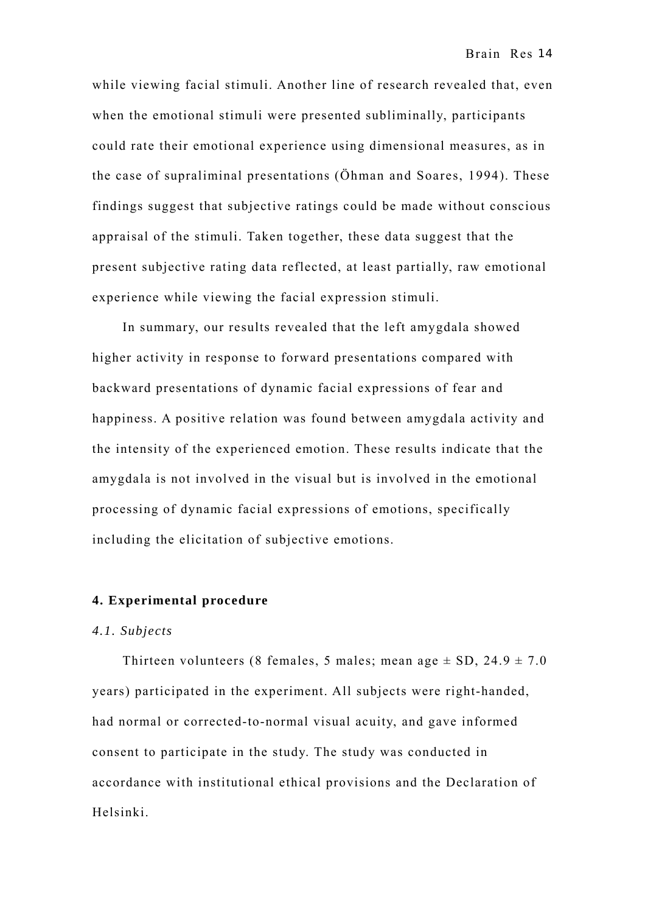while viewing facial stimuli. Another line of research revealed that, even when the emotional stimuli were presented subliminally, participants could rate their emotional experience using dimensional measures, as in the case of supraliminal presentations (Öhman and Soares, 1994). These findings suggest that subjective ratings could be made without conscious appraisal of the stimuli. Taken together, these data suggest that the present subjective rating data reflected, at least partially, raw emotional experience while viewing the facial expression stimuli.

In summary, our results revealed that the left amygdala showed higher activity in response to forward presentations compared with backward presentations of dynamic facial expressions of fear and happiness. A positive relation was found between amygdala activity and the intensity of the experienced emotion. These results indicate that the amygdala is not involved in the visual but is involved in the emotional processing of dynamic facial expressions of emotions, specifically including the elicitation of subjective emotions.

## 4. Experimental procedure

### *4.1. Subjects*

Thirteen volunteers (8 females, 5 males; mean age ± SD, 24.9 ± 7.0 years) participated in the experiment. All subjects were right-handed, had normal or corrected-to-normal visual acuity, and gave informed consent to participate in the study. The study was conducted in accordance with institutional ethical provisions and the Declaration of Helsinki.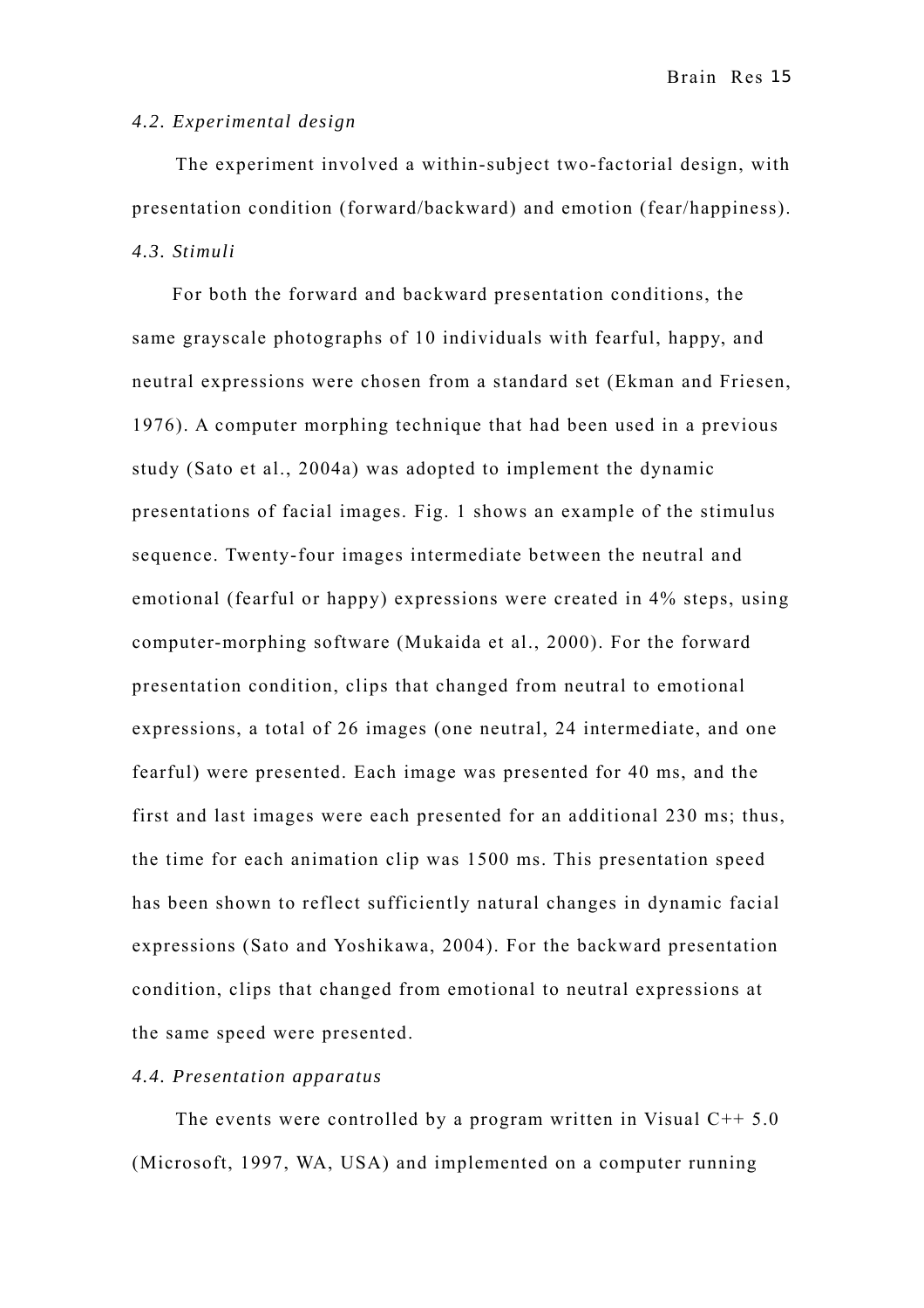### *4.2. Experimental design*

The experiment involved a within-subject two-factorial design, with presentation condition (forward/backward) and emotion (fear/happiness).

### *4.3. Stimuli*

For both the forward and backward presentation conditions, the same grayscale photographs of 10 individuals with fearful, happy, and neutral expressions were chosen from a standard set (Ekman and Friesen, 1976). A computer morphing technique that had been used in a previous study (Sato et al., 2004a) was adopted to implement the dynamic presentations of facial images. Fig. 1 shows an example of the stimulus sequence. Twenty-four images intermediate between the neutral and emotional (fearful or happy) expressions were created in 4% steps, using computer-morphing software (Mukaida et al., 2000). For the forward presentation condition, clips that changed from neutral to emotional expressions, a total of 26 images (one neutral, 24 intermediate, and one fearful) were presented. Each image was presented for 40 ms, and the first and last images were each presented for an additional 230 ms; thus, the time for each animation clip was 1500 ms. This presentation speed has been shown to reflect sufficiently natural changes in dynamic facial expressions (Sato and Yoshikawa, 2004). For the backward presentation condition, clips that changed from emotional to neutral expressions at the same speed were presented.

### *4.4. Presentation apparatus*

The events were controlled by a program written in Visual C++ 5.0 (Microsoft, 1997, WA, USA) and implemented on a computer running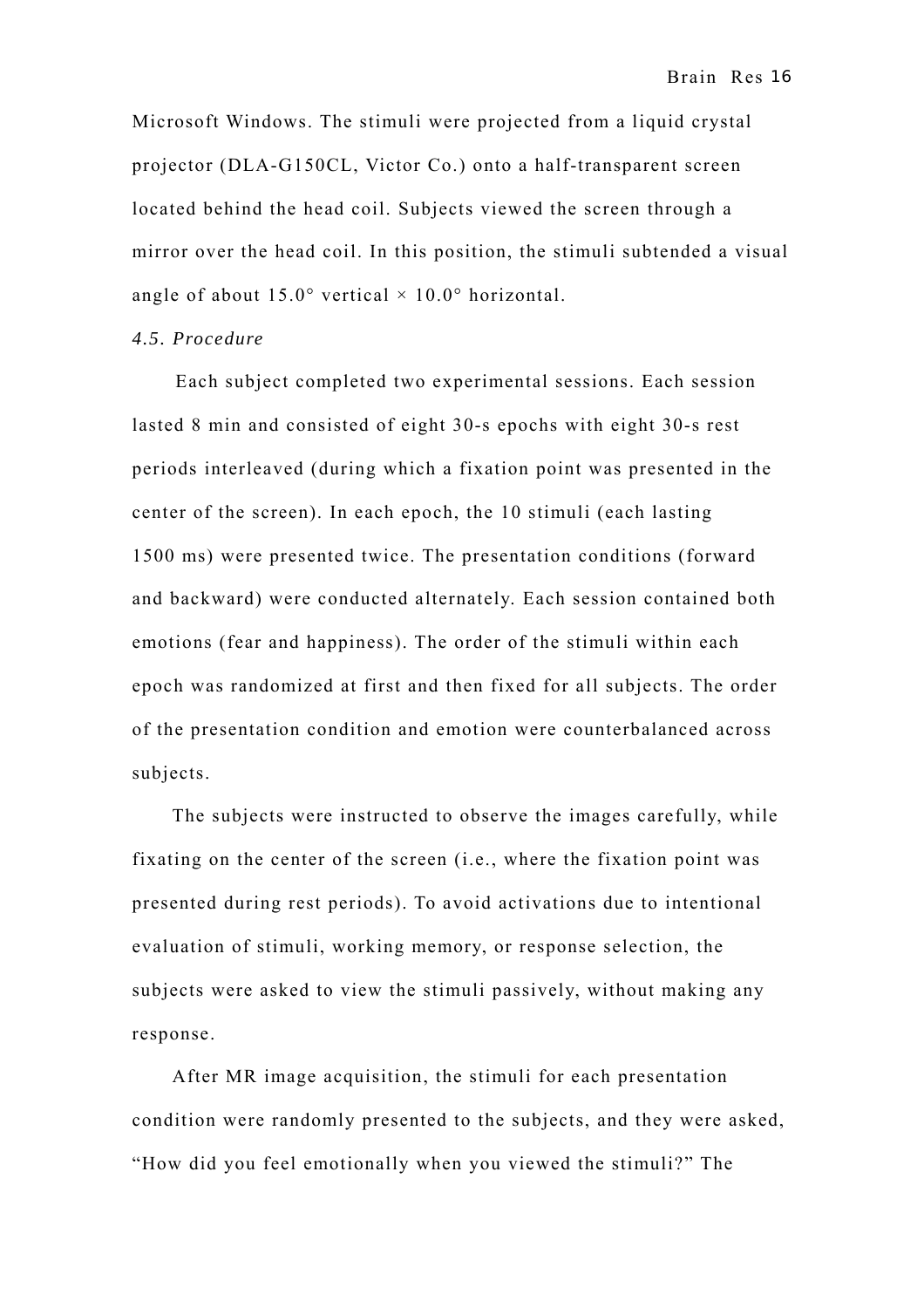Microsoft Windows. The stimuli were projected from a liquid crystal projector (DLA-G150CL, Victor Co.) onto a half-transparent screen located behind the head coil. Subjects viewed the screen through a mirror over the head coil. In this position, the stimuli subtended a visual angle of about 15.0° vertical × 10.0° horizontal.

### *4.5. Procedure*

Each subject completed two experimental sessions. Each session lasted 8 min and consisted of eight 30-s epochs with eight 30-s rest periods interleaved (during which a fixation point was presented in the center of the screen). In each epoch, the 10 stimuli (each lasting 1500 ms) were presented twice. The presentation conditions (forward and backward) were conducted alternately. Each session contained both emotions (fear and happiness). The order of the stimuli within each epoch was randomized at first and then fixed for all subjects. The order of the presentation condition and emotion were counterbalanced across subjects.

The subjects were instructed to observe the images carefully, while fixating on the center of the screen (i.e., where the fixation point was presented during rest periods). To avoid activations due to intentional evaluation of stimuli, working memory, or response selection, the subjects were asked to view the stimuli passively, without making any response.

After MR image acquisition, the stimuli for each presentation condition were randomly presented to the subjects, and they were asked, “How did you feel emotionally when you viewed the stimuli?” The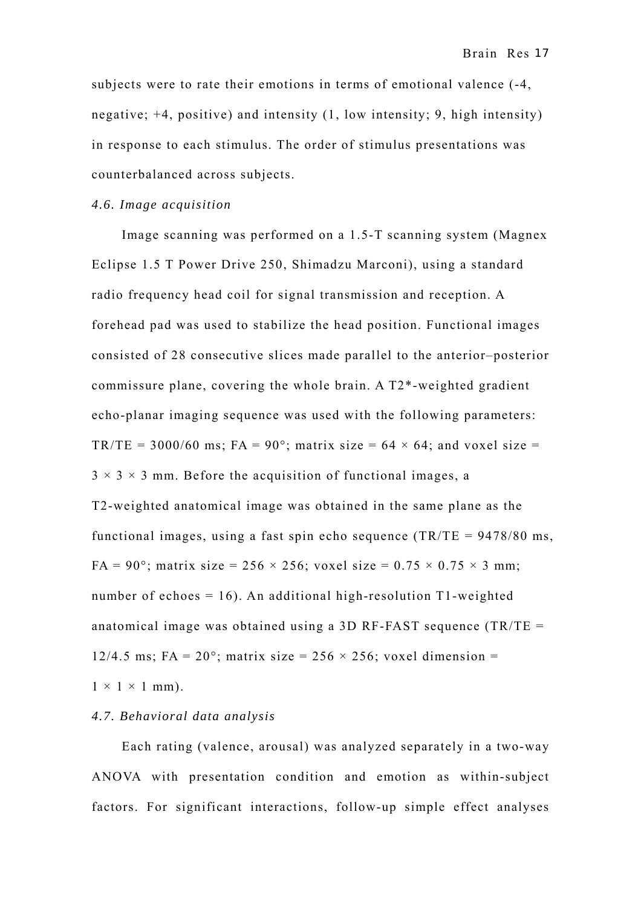subjects were to rate their emotions in terms of emotional valence (-4, negative; +4, positive) and intensity (1, low intensity; 9, high intensity) in response to each stimulus. The order of stimulus presentations was counterbalanced across subjects.

### *4.6. Image acquisition*

Image scanning was performed on a 1.5-T scanning system (Magnex Eclipse 1.5 T Power Drive 250, Shimadzu Marconi), using a standard radio frequency head coil for signal transmission and reception. A forehead pad was used to stabilize the head position. Functional images consisted of 28 consecutive slices made parallel to the anterior–posterior commissure plane, covering the whole brain. A T2*-weighted gradient echo-planar imaging sequence was used with the following parameters: TR/TE = 3000/60 ms; FA = 90°; matrix size = 64 × 64; and voxel size = 3 × 3 × 3 mm. Before the acquisition of functional images, a T2-weighted anatomical image was obtained in the same plane as the functional images, using a fast spin echo sequence (TR/TE = 9478/80 ms, FA = 90°; matrix size = 256 × 256; voxel size = 0.75 × 0.75 × 3 mm; number of echoes = 16). An additional high-resolution T1-weighted anatomical image was obtained using a 3D RF-FAST sequence (TR/TE = 12/4.5 ms; FA = 20°; matrix size = 256 × 256; voxel dimension = 1 × 1 × 1 mm).

### *4.7. Behavioral data analysis*

Each rating (valence, arousal) was analyzed separately in a two-way ANOVA with presentation condition and emotion as within-subject factors. For significant interactions, follow-up simple effect analyses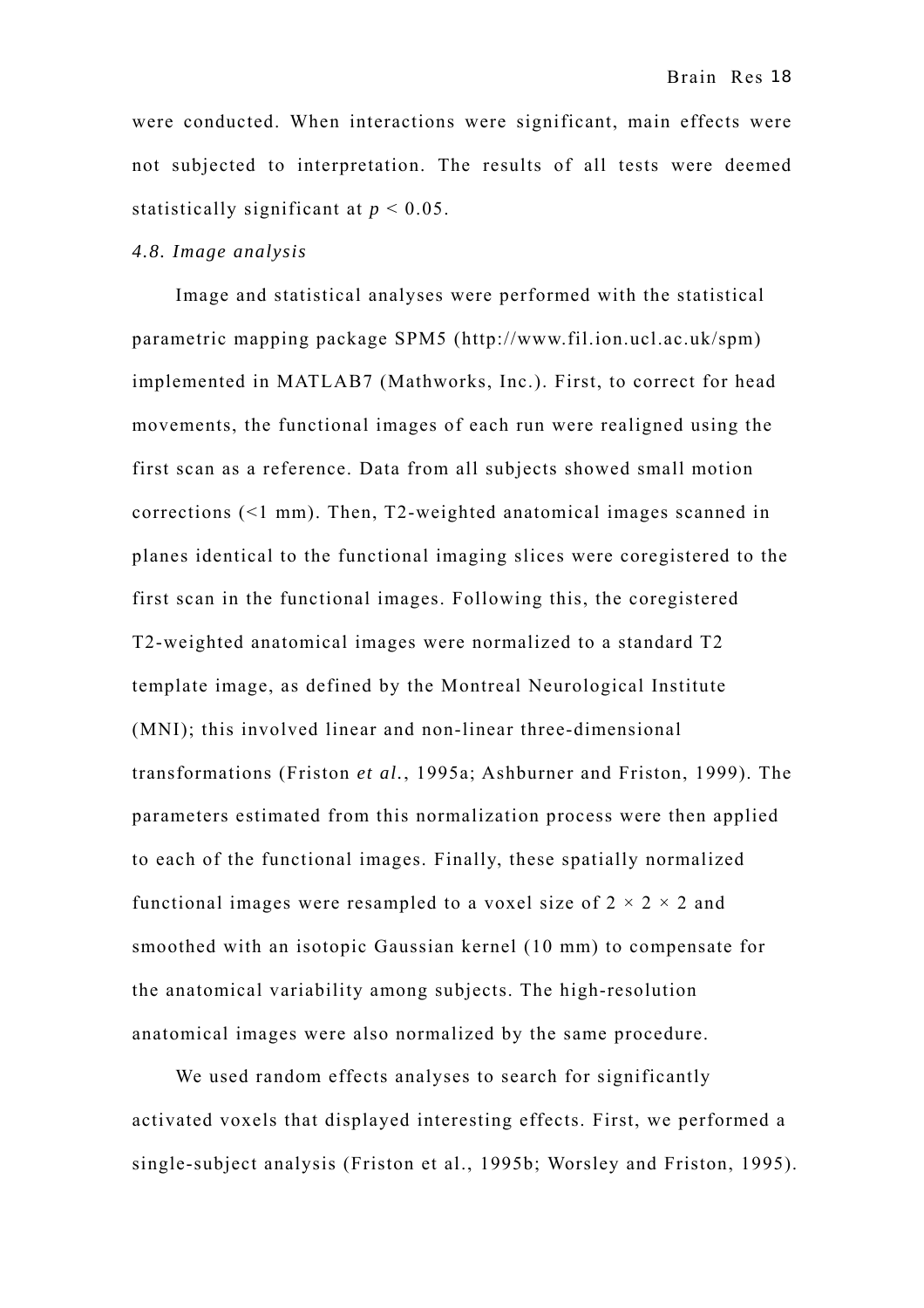were conducted. When interactions were significant, main effects were not subjected to interpretation. The results of all tests were deemed statistically significant at $p < 0.05$.

### *4.8. Image analysis*

Image and statistical analyses were performed with the statistical parametric mapping package SPM5 (http://www.fil.ion.ucl.ac.uk/spm) implemented in MATLAB7 (Mathworks, Inc.). First, to correct for head movements, the functional images of each run were realigned using the first scan as a reference. Data from all subjects showed small motion corrections (<1 mm). Then, T2-weighted anatomical images scanned in planes identical to the functional imaging slices were coregistered to the first scan in the functional images. Following this, the coregistered T2-weighted anatomical images were normalized to a standard T2 template image, as defined by the Montreal Neurological Institute (MNI); this involved linear and non-linear three-dimensional transformations (Friston *et al.*, 1995a; Ashburner and Friston, 1999). The parameters estimated from this normalization process were then applied to each of the functional images. Finally, these spatially normalized functional images were resampled to a voxel size of $2 \times 2 \times 2$ and smoothed with an isotopic Gaussian kernel (10 mm) to compensate for the anatomical variability among subjects. The high-resolution anatomical images were also normalized by the same procedure.

We used random effects analyses to search for significantly activated voxels that displayed interesting effects. First, we performed a single-subject analysis (Friston et al., 1995b; Worsley and Friston, 1995).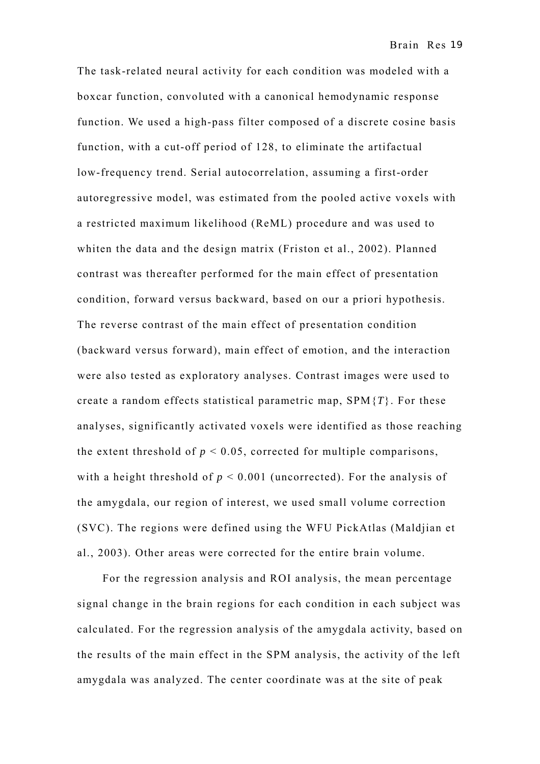The task-related neural activity for each condition was modeled with a boxcar function, convoluted with a canonical hemodynamic response function. We used a high-pass filter composed of a discrete cosine basis function, with a cut-off period of 128, to eliminate the artifactual low-frequency trend. Serial autocorrelation, assuming a first-order autoregressive model, was estimated from the pooled active voxels with a restricted maximum likelihood (ReML) procedure and was used to whiten the data and the design matrix (Friston et al., 2002). Planned contrast was thereafter performed for the main effect of presentation condition, forward versus backward, based on our a priori hypothesis. The reverse contrast of the main effect of presentation condition (backward versus forward), main effect of emotion, and the interaction were also tested as exploratory analyses. Contrast images were used to create a random effects statistical parametric map, SPM{$T$}. For these analyses, significantly activated voxels were identified as those reaching the extent threshold of $p < 0.05$, corrected for multiple comparisons, with a height threshold of $p < 0.001$ (uncorrected). For the analysis of the amygdala, our region of interest, we used small volume correction (SVC). The regions were defined using the WFU PickAtlas (Maldjian et al., 2003). Other areas were corrected for the entire brain volume.

For the regression analysis and ROI analysis, the mean percentage signal change in the brain regions for each condition in each subject was calculated. For the regression analysis of the amygdala activity, based on the results of the main effect in the SPM analysis, the activity of the left amygdala was analyzed. The center coordinate was at the site of peak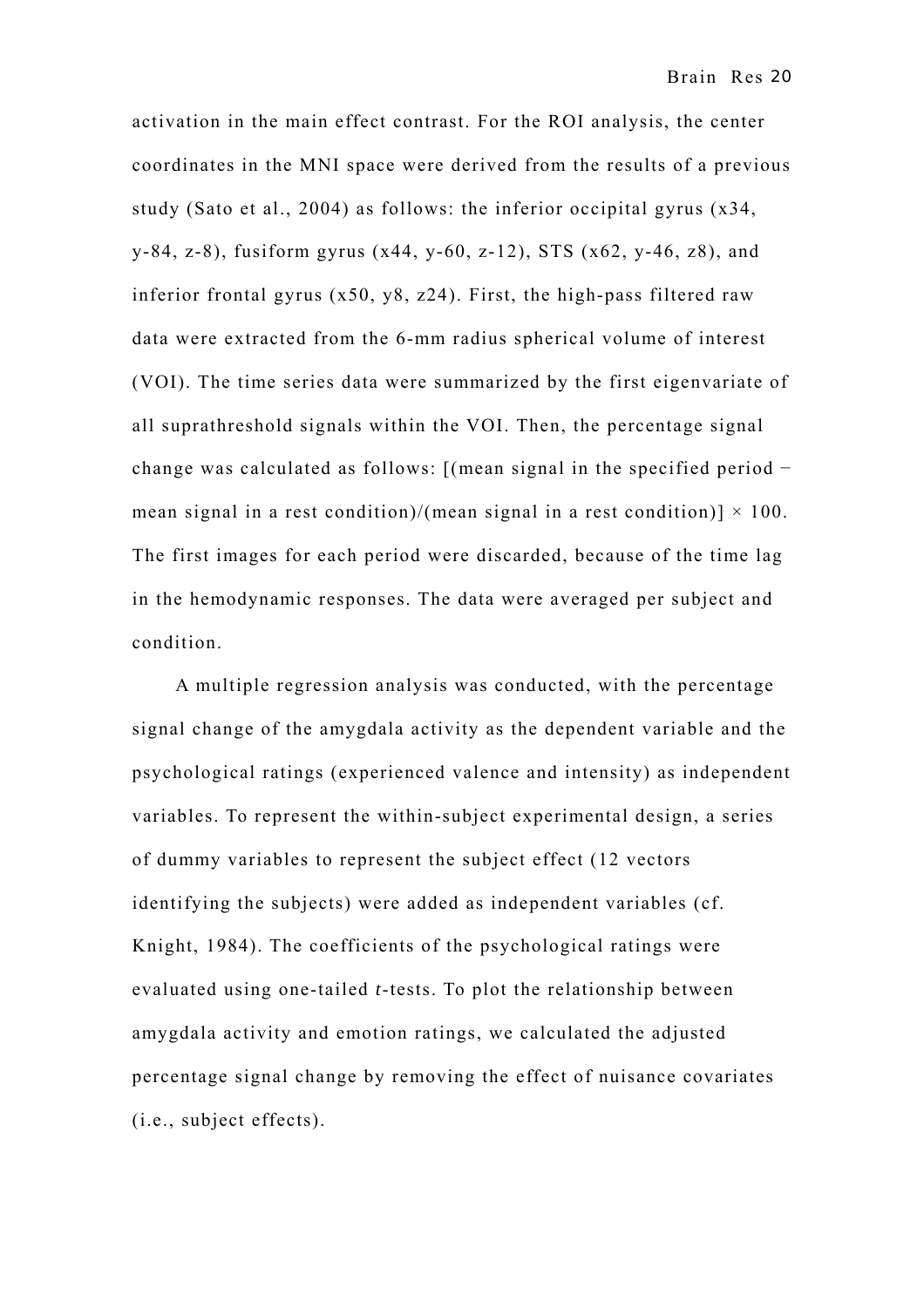activation in the main effect contrast. For the ROI analysis, the center coordinates in the MNI space were derived from the results of a previous study (Sato et al., 2004) as follows: the inferior occipital gyrus (x34, y-84, z-8), fusiform gyrus (x44, y-60, z-12), STS (x62, y-46, z8), and inferior frontal gyrus (x50, y8, z24). First, the high-pass filtered raw data were extracted from the 6-mm radius spherical volume of interest (VOI). The time series data were summarized by the first eigenvariate of all suprathreshold signals within the VOI. Then, the percentage signal change was calculated as follows: [(mean signal in the specified period − mean signal in a rest condition)/(mean signal in a rest condition)] × 100. The first images for each period were discarded, because of the time lag in the hemodynamic responses. The data were averaged per subject and condition.

A multiple regression analysis was conducted, with the percentage signal change of the amygdala activity as the dependent variable and the psychological ratings (experienced valence and intensity) as independent variables. To represent the within-subject experimental design, a series of dummy variables to represent the subject effect (12 vectors identifying the subjects) were added as independent variables (cf. Knight, 1984). The coefficients of the psychological ratings were evaluated using one-tailed $t$-tests. To plot the relationship between amygdala activity and emotion ratings, we calculated the adjusted percentage signal change by removing the effect of nuisance covariates (i.e., subject effects).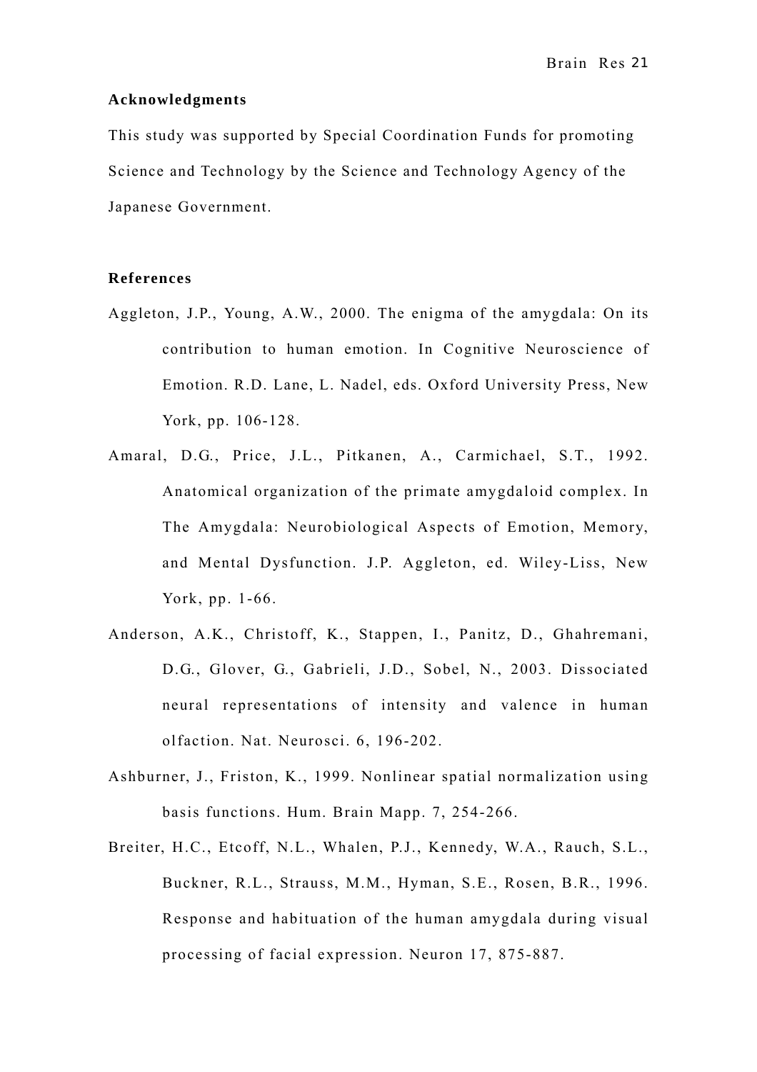**Acknowledgments**

This study was supported by Special Coordination Funds for promoting Science and Technology by the Science and Technology Agency of the Japanese Government.

**References**

Aggleton, J.P., Young, A.W., 2000. The enigma of the amygdala: On its contribution to human emotion. In Cognitive Neuroscience of Emotion. R.D. Lane, L. Nadel, eds. Oxford University Press, New York, pp. 106-128.

Amaral, D.G., Price, J.L., Pitkanen, A., Carmichael, S.T., 1992. Anatomical organization of the primate amygdaloid complex. In The Amygdala: Neurobiological Aspects of Emotion, Memory, and Mental Dysfunction. J.P. Aggleton, ed. Wiley-Liss, New York, pp. 1-66.

Anderson, A.K., Christoff, K., Stappen, I., Panitz, D., Ghahremani, D.G., Glover, G., Gabrieli, J.D., Sobel, N., 2003. Dissociated neural representations of intensity and valence in human olfaction. Nat. Neurosci. 6, 196-202.

Ashburner, J., Friston, K., 1999. Nonlinear spatial normalization using basis functions. Hum. Brain Mapp. 7, 254-266.

Breiter, H.C., Etcoff, N.L., Whalen, P.J., Kennedy, W.A., Rauch, S.L., Buckner, R.L., Strauss, M.M., Hyman, S.E., Rosen, B.R., 1996. Response and habituation of the human amygdala during visual processing of facial expression. Neuron 17, 875-887.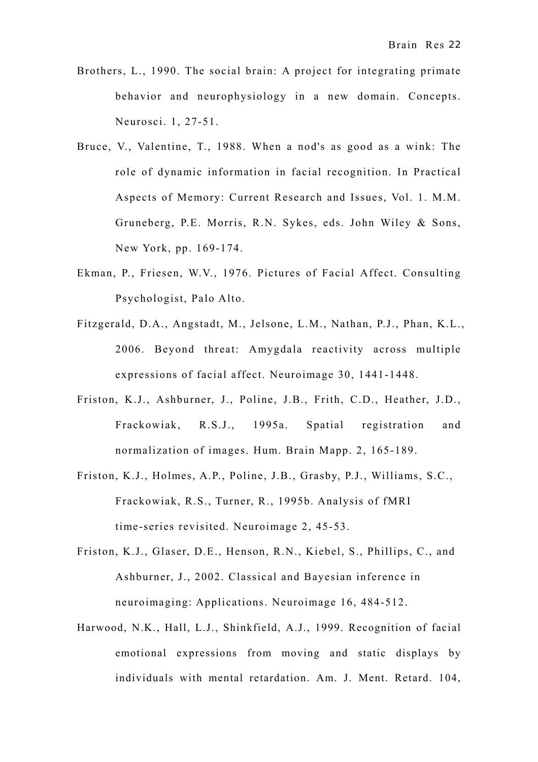Brothers, L., 1990. The social brain: A project for integrating primate behavior and neurophysiology in a new domain. Concepts. Neurosci. 1, 27-51.

Bruce, V., Valentine, T., 1988. When a nod's as good as a wink: The role of dynamic information in facial recognition. In Practical Aspects of Memory: Current Research and Issues, Vol. 1. M.M. Gruneberg, P.E. Morris, R.N. Sykes, eds. John Wiley & Sons, New York, pp. 169-174.

Ekman, P., Friesen, W.V., 1976. Pictures of Facial Affect. Consulting Psychologist, Palo Alto.

Fitzgerald, D.A., Angstadt, M., Jelsone, L.M., Nathan, P.J., Phan, K.L., 2006. Beyond threat: Amygdala reactivity across multiple expressions of facial affect. Neuroimage 30, 1441-1448.

Friston, K.J., Ashburner, J., Poline, J.B., Frith, C.D., Heather, J.D., Frackowiak, R.S.J., 1995a. Spatial registration and normalization of images. Hum. Brain Mapp. 2, 165-189.

Friston, K.J., Holmes, A.P., Poline, J.B., Grasby, P.J., Williams, S.C., Frackowiak, R.S., Turner, R., 1995b. Analysis of fMRI time-series revisited. Neuroimage 2, 45-53.

Friston, K.J., Glaser, D.E., Henson, R.N., Kiebel, S., Phillips, C., and Ashburner, J., 2002. Classical and Bayesian inference in neuroimaging: Applications. Neuroimage 16, 484-512.

Harwood, N.K., Hall, L.J., Shinkfield, A.J., 1999. Recognition of facial emotional expressions from moving and static displays by individuals with mental retardation. Am. J. Ment. Retard. 104,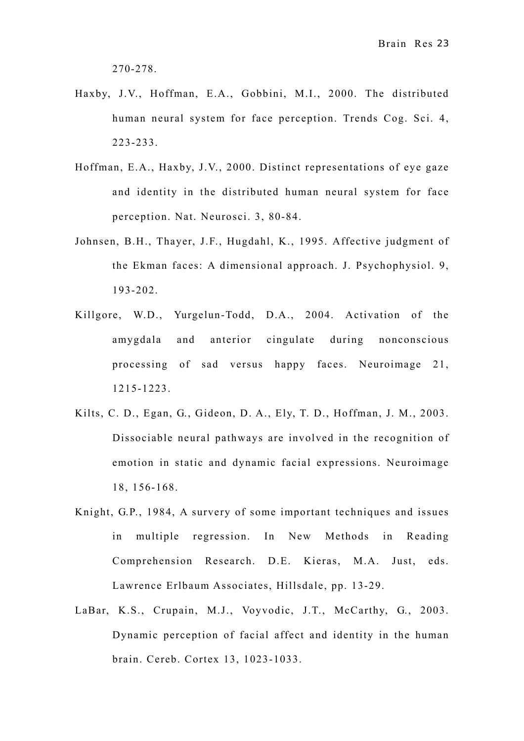270-278.

Haxby, J.V., Hoffman, E.A., Gobbini, M.I., 2000. The distributed human neural system for face perception. Trends Cog. Sci. 4, 223-233.

Hoffman, E.A., Haxby, J.V., 2000. Distinct representations of eye gaze and identity in the distributed human neural system for face perception. Nat. Neurosci. 3, 80-84.

Johnsen, B.H., Thayer, J.F., Hugdahl, K., 1995. Affective judgment of the Ekman faces: A dimensional approach. J. Psychophysiol. 9, 193-202.

Killgore, W.D., Yurgelun-Todd, D.A., 2004. Activation of the amygdala and anterior cingulate during nonconscious processing of sad versus happy faces. Neuroimage 21, 1215-1223.

Kilts, C. D., Egan, G., Gideon, D. A., Ely, T. D., Hoffman, J. M., 2003. Dissociable neural pathways are involved in the recognition of emotion in static and dynamic facial expressions. Neuroimage 18, 156-168.

Knight, G.P., 1984, A survery of some important techniques and issues in multiple regression. In New Methods in Reading Comprehension Research. D.E. Kieras, M.A. Just, eds. Lawrence Erlbaum Associates, Hillsdale, pp. 13-29.

LaBar, K.S., Crupain, M.J., Voyvodic, J.T., McCarthy, G., 2003. Dynamic perception of facial affect and identity in the human brain. Cereb. Cortex 13, 1023-1033.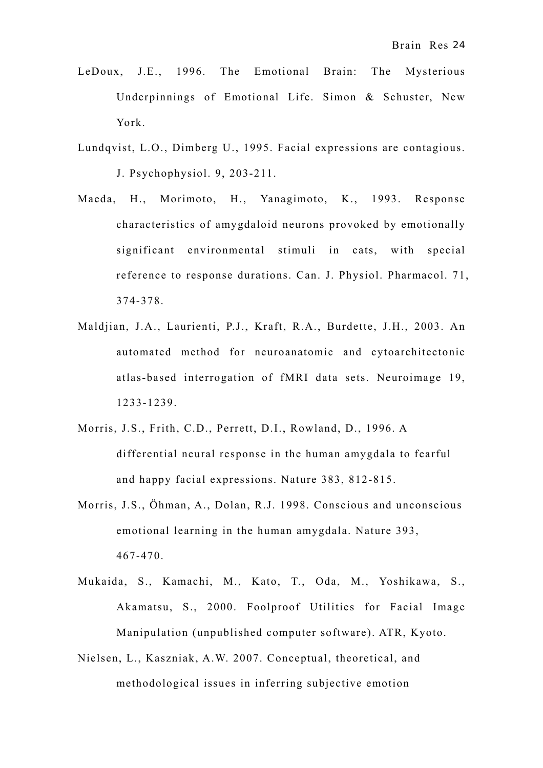LeDoux, J.E., 1996. The Emotional Brain: The Mysterious Underpinnings of Emotional Life. Simon & Schuster, New York.

Lundqvist, L.O., Dimberg U., 1995. Facial expressions are contagious. J. Psychophysiol. 9, 203-211.

Maeda, H., Morimoto, H., Yanagimoto, K., 1993. Response characteristics of amygdaloid neurons provoked by emotionally significant environmental stimuli in cats, with special reference to response durations. Can. J. Physiol. Pharmacol. 71, 374-378.

Maldjian, J.A., Laurienti, P.J., Kraft, R.A., Burdette, J.H., 2003. An automated method for neuroanatomic and cytoarchitectonic atlas-based interrogation of fMRI data sets. Neuroimage 19, 1233-1239.

Morris, J.S., Frith, C.D., Perrett, D.I., Rowland, D., 1996. A differential neural response in the human amygdala to fearful and happy facial expressions. Nature 383, 812-815.

Morris, J.S., Öhman, A., Dolan, R.J. 1998. Conscious and unconscious emotional learning in the human amygdala. Nature 393, 467-470.

Mukaida, S., Kamachi, M., Kato, T., Oda, M., Yoshikawa, S., Akamatsu, S., 2000. Foolproof Utilities for Facial Image Manipulation (unpublished computer software). ATR, Kyoto.

Nielsen, L., Kaszniak, A.W. 2007. Conceptual, theoretical, and methodological issues in inferring subjective emotion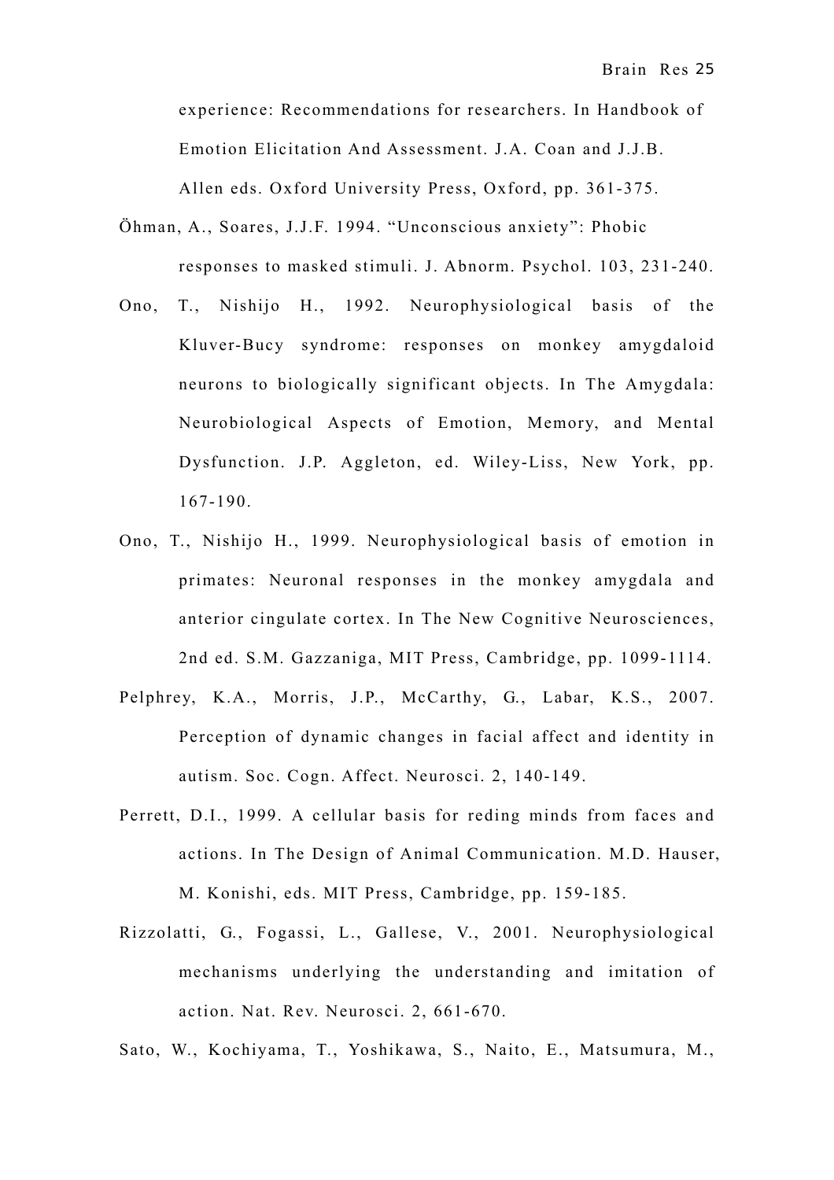experience: Recommendations for researchers. In Handbook of Emotion Elicitation And Assessment. J.A. Coan and J.J.B. Allen eds. Oxford University Press, Oxford, pp. 361-375.

Öhman, A., Soares, J.J.F. 1994. "Unconscious anxiety": Phobic responses to masked stimuli. J. Abnorm. Psychol. 103, 231-240.

Ono, T., Nishijo H., 1992. Neurophysiological basis of the Kluver-Bucy syndrome: responses on monkey amygdaloid neurons to biologically significant objects. In The Amygdala: Neurobiological Aspects of Emotion, Memory, and Mental Dysfunction. J.P. Aggleton, ed. Wiley-Liss, New York, pp. 167-190.

Ono, T., Nishijo H., 1999. Neurophysiological basis of emotion in primates: Neuronal responses in the monkey amygdala and anterior cingulate cortex. In The New Cognitive Neurosciences, 2nd ed. S.M. Gazzaniga, MIT Press, Cambridge, pp. 1099-1114.

Pelphrey, K.A., Morris, J.P., McCarthy, G., Labar, K.S., 2007. Perception of dynamic changes in facial affect and identity in autism. Soc. Cogn. Affect. Neurosci. 2, 140-149.

Perrett, D.I., 1999. A cellular basis for reding minds from faces and actions. In The Design of Animal Communication. M.D. Hauser, M. Konishi, eds. MIT Press, Cambridge, pp. 159-185.

Rizzolatti, G., Fogassi, L., Gallese, V., 2001. Neurophysiological mechanisms underlying the understanding and imitation of action. Nat. Rev. Neurosci. 2, 661-670.

Sato, W., Kochiyama, T., Yoshikawa, S., Naito, E., Matsumura, M.,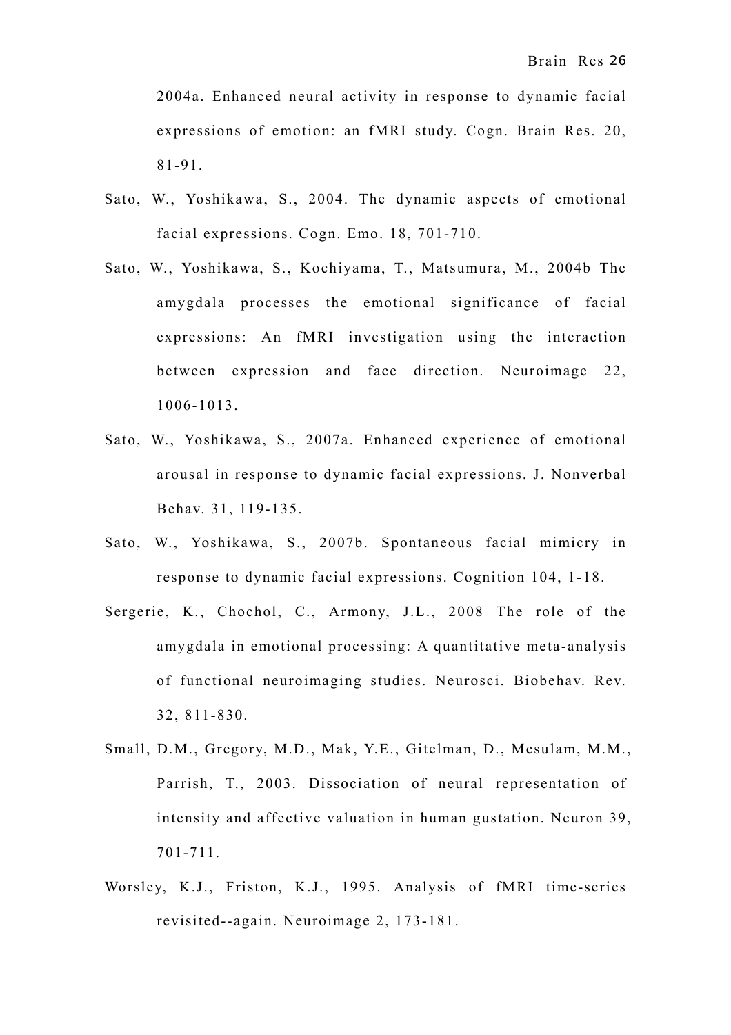2004a. Enhanced neural activity in response to dynamic facial expressions of emotion: an fMRI study. Cogn. Brain Res. 20, 81-91.

Sato, W., Yoshikawa, S., 2004. The dynamic aspects of emotional facial expressions. Cogn. Emo. 18, 701-710.

Sato, W., Yoshikawa, S., Kochiyama, T., Matsumura, M., 2004b The amygdala processes the emotional significance of facial expressions: An fMRI investigation using the interaction between expression and face direction. Neuroimage 22, 1006-1013.

Sato, W., Yoshikawa, S., 2007a. Enhanced experience of emotional arousal in response to dynamic facial expressions. J. Nonverbal Behav. 31, 119-135.

Sato, W., Yoshikawa, S., 2007b. Spontaneous facial mimicry in response to dynamic facial expressions. Cognition 104, 1-18.

Sergerie, K., Chochol, C., Armony, J.L., 2008 The role of the amygdala in emotional processing: A quantitative meta-analysis of functional neuroimaging studies. Neurosci. Biobehav. Rev. 32, 811-830.

Small, D.M., Gregory, M.D., Mak, Y.E., Gitelman, D., Mesulam, M.M., Parrish, T., 2003. Dissociation of neural representation of intensity and affective valuation in human gustation. Neuron 39, 701-711.

Worsley, K.J., Friston, K.J., 1995. Analysis of fMRI time-series revisited--again. Neuroimage 2, 173-181.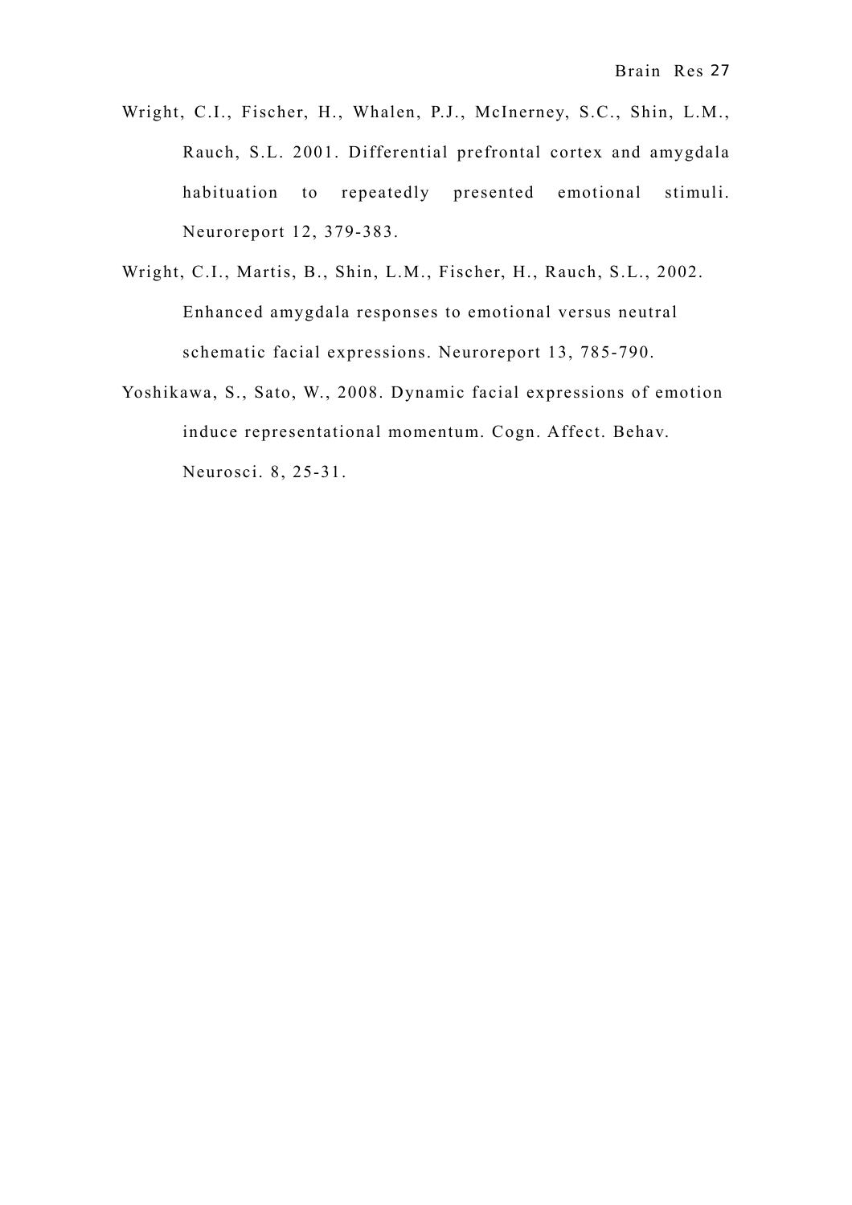Wright, C.I., Fischer, H., Whalen, P.J., McInerney, S.C., Shin, L.M., Rauch, S.L. 2001. Differential prefrontal cortex and amygdala habituation to repeatedly presented emotional stimuli. Neuroreport 12, 379-383.

Wright, C.I., Martis, B., Shin, L.M., Fischer, H., Rauch, S.L., 2002. Enhanced amygdala responses to emotional versus neutral schematic facial expressions. Neuroreport 13, 785-790.

Yoshikawa, S., Sato, W., 2008. Dynamic facial expressions of emotion induce representational momentum. Cogn. Affect. Behav. Neurosci. 8, 25-31.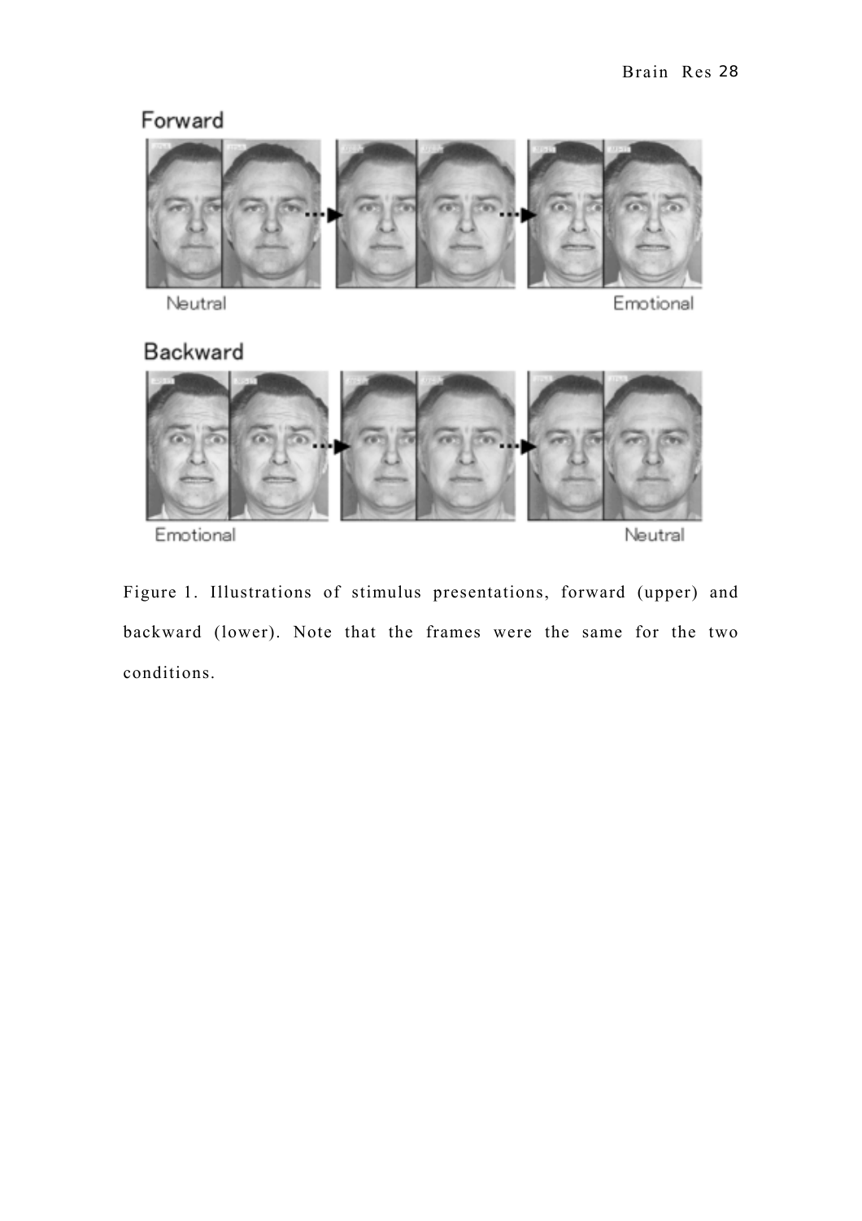Figure 1. Illustrations of stimulus presentations, forward (upper) and backward (lower). Note that the frames were the same for the two conditions.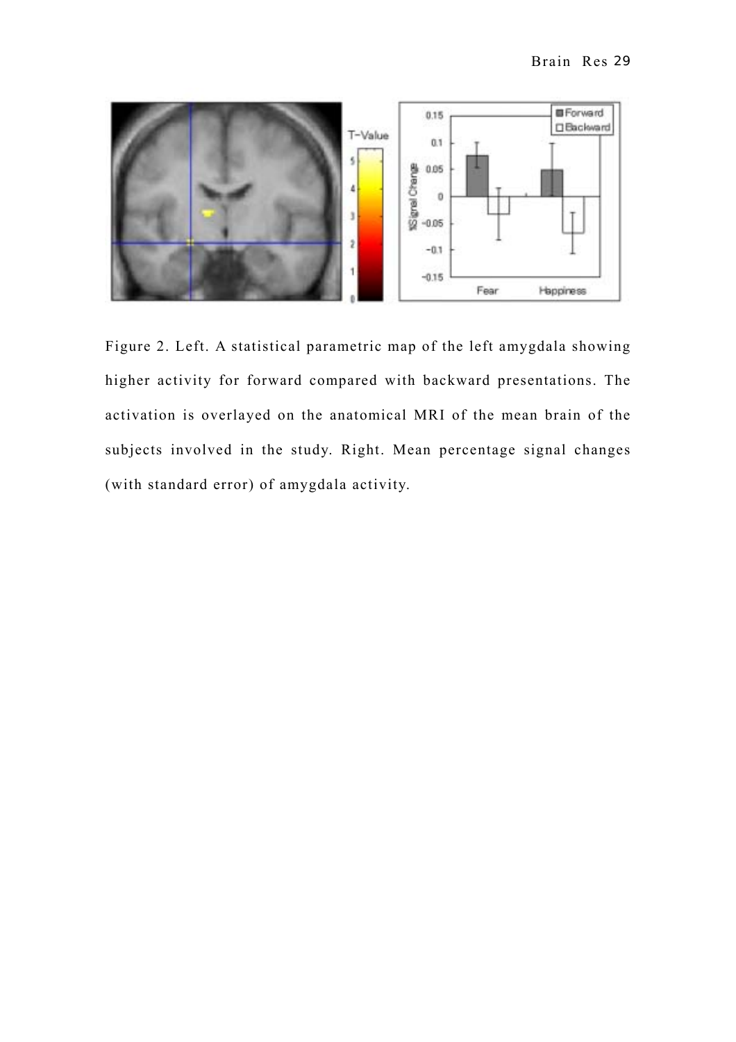Figure 2. Left. A statistical parametric map of the left amygdala showing higher activity for forward compared with backward presentations. The activation is overlayed on the anatomical MRI of the mean brain of the subjects involved in the study. Right. Mean percentage signal changes (with standard error) of amygdala activity.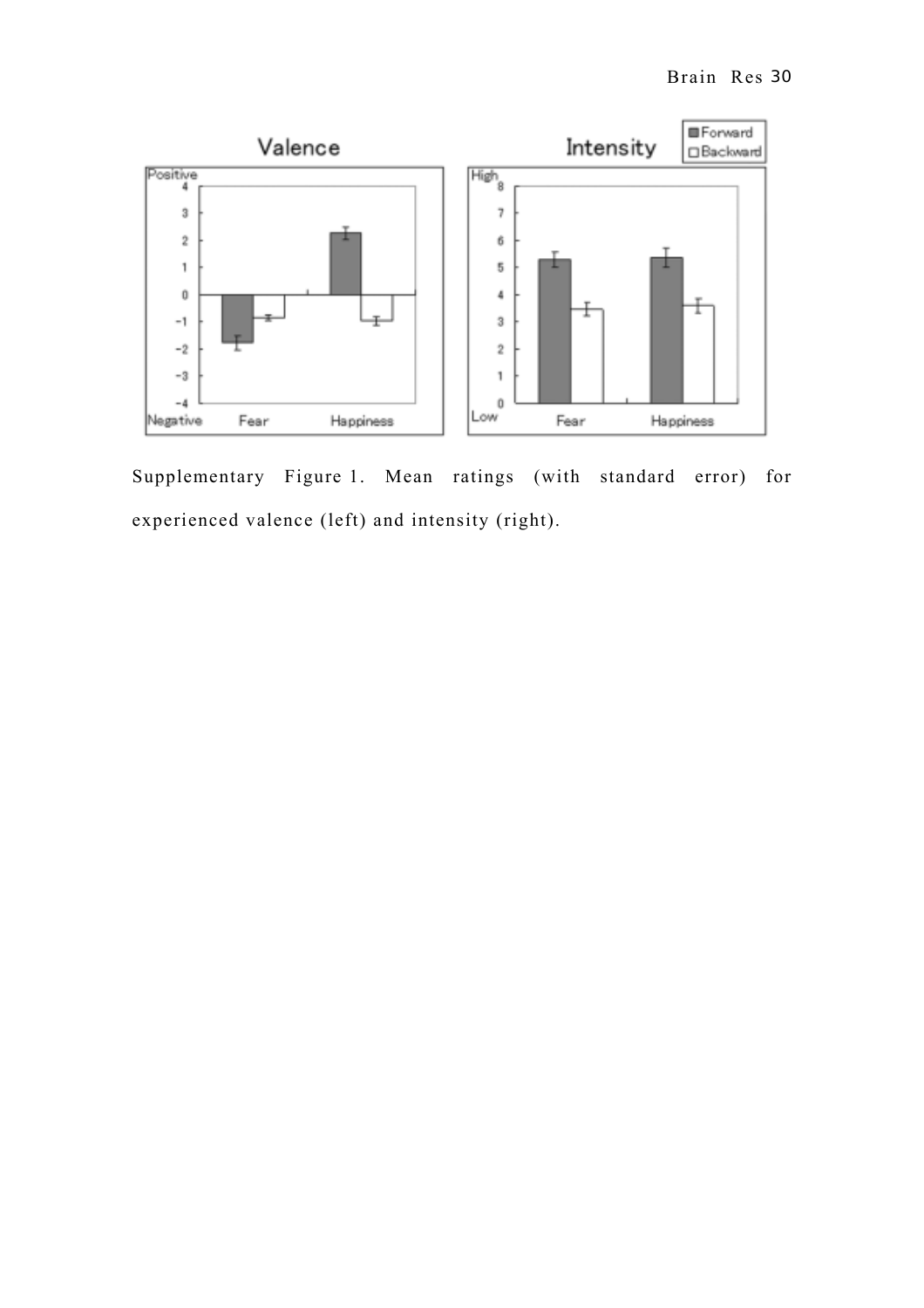Valence

Intensity

Forward
Backward

Positive
4
3
2
1
0
−1
−2
−3
−4
Negative

Fear
Happiness

High
8
7
6
5
4
3
2
1
0
Low

Fear
Happiness

Supplementary Figure 1. Mean ratings (with standard error) for experienced valence (left) and intensity (right).